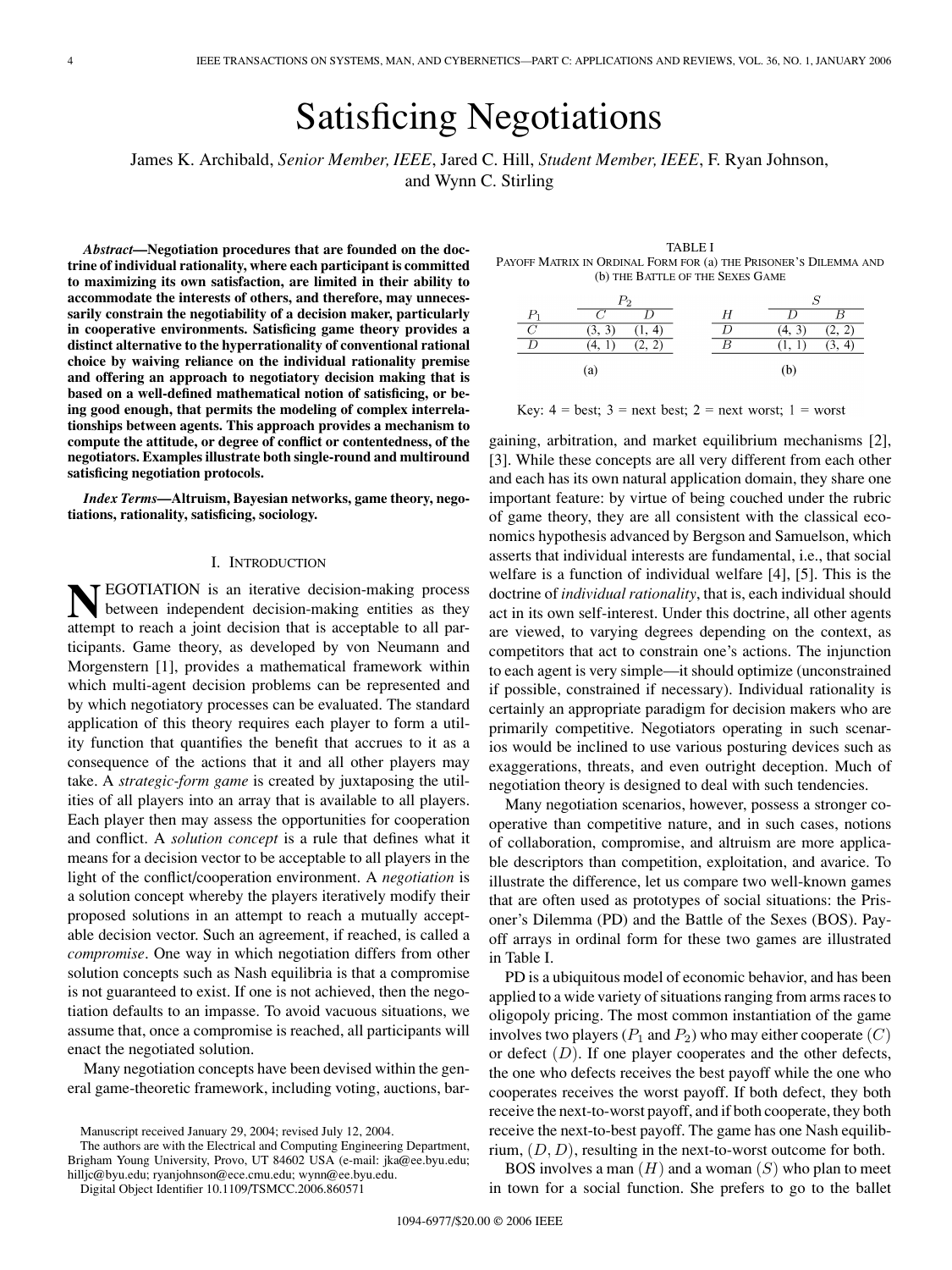# Satisficing Negotiations

James K. Archibald, *Senior Member, IEEE*, Jared C. Hill, *Student Member, IEEE*, F. Ryan Johnson, and Wynn C. Stirling

***Abstract*—Negotiation procedures that are founded on the doctrine of individual rationality, where each participant is committed to maximizing its own satisfaction, are limited in their ability to accommodate the interests of others, and therefore, may unnecessarily constrain the negotiability of a decision maker, particularly in cooperative environments. Satisficing game theory provides a distinct alternative to the hyperrationality of conventional rational choice by waiving reliance on the individual rationality premise and offering an approach to negotiatory decision making that is based on a well-defined mathematical notion of satisficing, or being good enough, that permits the modeling of complex interrelationships between agents. This approach provides a mechanism to compute the attitude, or degree of conflict or contentedness, of the negotiators. Examples illustrate both single-round and multiround satisficing negotiation protocols.**

***Index Terms*—Altruism, Bayesian networks, game theory, negotiations, rationality, satisficing, sociology.**

## I. Introduction

NEGOTIATION is an iterative decision-making process between independent decision-making entities as they attempt to reach a joint decision that is acceptable to all participants. Game theory, as developed by von Neumann and Morgenstern [1], provides a mathematical framework within which multi-agent decision problems can be represented and by which negotiatory processes can be evaluated. The standard application of this theory requires each player to form a utility function that quantifies the benefit that accrues to it as a consequence of the actions that it and all other players may take. A *strategic-form game* is created by juxtaposing the utilities of all players into an array that is available to all players. Each player then may assess the opportunities for cooperation and conflict. A *solution concept* is a rule that defines what it means for a decision vector to be acceptable to all players in the light of the conflict/cooperation environment. A *negotiation* is a solution concept whereby the players iteratively modify their proposed solutions in an attempt to reach a mutually acceptable decision vector. Such an agreement, if reached, is called a *compromise*. One way in which negotiation differs from other solution concepts such as Nash equilibria is that a compromise is not guaranteed to exist. If one is not achieved, then the negotiation defaults to an impasse. To avoid vacuous situations, we assume that, once a compromise is reached, all participants will enact the negotiated solution.

Many negotiation concepts have been devised within the general game-theoretic framework, including voting, auctions, bargaining, arbitration, and market equilibrium mechanisms [2], [3]. While these concepts are all very different from each other and each has its own natural application domain, they share one important feature: by virtue of being couched under the rubric of game theory, they are all consistent with the classical economics hypothesis advanced by Bergson and Samuelson, which asserts that individual interests are fundamental, i.e., that social welfare is a function of individual welfare [4], [5]. This is the doctrine of *individual rationality*, that is, each individual should act in its own self-interest. Under this doctrine, all other agents are viewed, to varying degrees depending on the context, as competitors that act to constrain one's actions. The injunction to each agent is very simple—it should optimize (unconstrained if possible, constrained if necessary). Individual rationality is certainly an appropriate paradigm for decision makers who are primarily competitive. Negotiators operating in such scenarios would be inclined to use various posturing devices such as exaggerations, threats, and even outright deception. Much of negotiation theory is designed to deal with such tendencies.

Many negotiation scenarios, however, possess a stronger cooperative than competitive nature, and in such cases, notions of collaboration, compromise, and altruism are more applicable descriptors than competition, exploitation, and avarice. To illustrate the difference, let us compare two well-known games that are often used as prototypes of social situations: the Prisoner's Dilemma (PD) and the Battle of the Sexes (BOS). Payoff arrays in ordinal form for these two games are illustrated in Table I.

TABLE I
Payoff Matrix in Ordinal Form for (a) the Prisoner's Dilemma and (b) the Battle of the Sexes Game

(a)

| | $P_2$ | |
|---|---|---|
| $P_1$ | $C$ | $D$ |
| $C$ | (3, 3) | (1, 4) |
| $D$ | (4, 1) | (2, 2) |

(b)

| | $S$ | |
|---|---|---|
| $H$ | $D$ | $B$ |
| $D$ | (4, 3) | (2, 2) |
| $B$ | (1, 1) | (3, 4) |

Key: 4 = best; 3 = next best; 2 = next worst; 1 = worst

PD is a ubiquitous model of economic behavior, and has been applied to a wide variety of situations ranging from arms races to oligopoly pricing. The most common instantiation of the game involves two players ($P_1$ and $P_2$) who may either cooperate ($C$) or defect ($D$). If one player cooperates and the other defects, the one who defects receives the best payoff while the one who cooperates receives the worst payoff. If both defect, they both receive the next-to-worst payoff, and if both cooperate, they both receive the next-to-best payoff. The game has one Nash equilibrium, $(D, D)$, resulting in the next-to-worst outcome for both.

BOS involves a man ($H$) and a woman ($S$) who plan to meet in town for a social function. She prefers to go to the ballet

Manuscript received January 29, 2004; revised July 12, 2004.

The authors are with the Electrical and Computing Engineering Department, Brigham Young University, Provo, UT 84602 USA (e-mail: jka@ee.byu.edu; hilljc@byu.edu; ryanjohnson@ece.cmu.edu; wynn@ee.byu.edu.

Digital Object Identifier 10.1109/TSMCC.2006.860571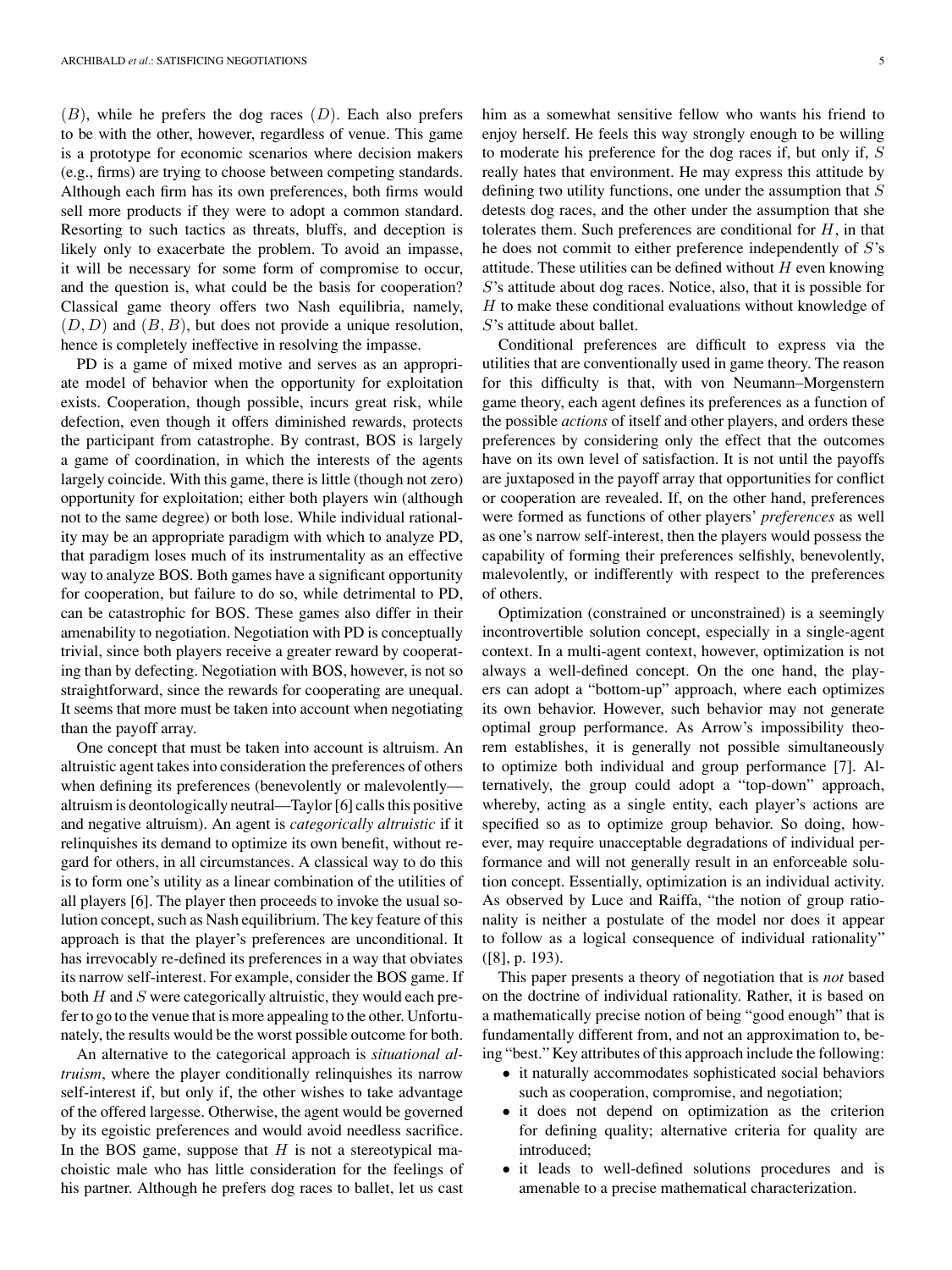($B$), while he prefers the dog races ($D$). Each also prefers to be with the other, however, regardless of venue. This game is a prototype for economic scenarios where decision makers (e.g., firms) are trying to choose between competing standards. Although each firm has its own preferences, both firms would sell more products if they were to adopt a common standard. Resorting to such tactics as threats, bluffs, and deception is likely only to exacerbate the problem. To avoid an impasse, it will be necessary for some form of compromise to occur, and the question is, what could be the basis for cooperation? Classical game theory offers two Nash equilibria, namely, $(D, D)$ and $(B, B)$, but does not provide a unique resolution, hence is completely ineffective in resolving the impasse.

PD is a game of mixed motive and serves as an appropriate model of behavior when the opportunity for exploitation exists. Cooperation, though possible, incurs great risk, while defection, even though it offers diminished rewards, protects the participant from catastrophe. By contrast, BOS is largely a game of coordination, in which the interests of the agents largely coincide. With this game, there is little (though not zero) opportunity for exploitation; either both players win (although not to the same degree) or both lose. While individual rationality may be an appropriate paradigm with which to analyze PD, that paradigm loses much of its instrumentality as an effective way to analyze BOS. Both games have a significant opportunity for cooperation, but failure to do so, while detrimental to PD, can be catastrophic for BOS. These games also differ in their amenability to negotiation. Negotiation with PD is conceptually trivial, since both players receive a greater reward by cooperating than by defecting. Negotiation with BOS, however, is not so straightforward, since the rewards for cooperating are unequal. It seems that more must be taken into account when negotiating than the payoff array.

One concept that must be taken into account is altruism. An altruistic agent takes into consideration the preferences of others when defining its preferences (benevolently or malevolently—altruism is deontologically neutral—Taylor [6] calls this positive and negative altruism). An agent is *categorically altruistic* if it relinquishes its demand to optimize its own benefit, without regard for others, in all circumstances. A classical way to do this is to form one's utility as a linear combination of the utilities of all players [6]. The player then proceeds to invoke the usual solution concept, such as Nash equilibrium. The key feature of this approach is that the player's preferences are unconditional. It has irrevocably re-defined its preferences in a way that obviates its narrow self-interest. For example, consider the BOS game. If both $H$ and $S$ were categorically altruistic, they would each prefer to go to the venue that is more appealing to the other. Unfortunately, the results would be the worst possible outcome for both.

An alternative to the categorical approach is *situational altruism*, where the player conditionally relinquishes its narrow self-interest if, but only if, the other wishes to take advantage of the offered largesse. Otherwise, the agent would be governed by its egoistic preferences and would avoid needless sacrifice. In the BOS game, suppose that $H$ is not a stereotypical machoistic male who has little consideration for the feelings of his partner. Although he prefers dog races to ballet, let us cast him as a somewhat sensitive fellow who wants his friend to enjoy herself. He feels this way strongly enough to be willing to moderate his preference for the dog races if, but only if, $S$ really hates that environment. He may express this attitude by defining two utility functions, one under the assumption that $S$ detests dog races, and the other under the assumption that she tolerates them. Such preferences are conditional for $H$, in that he does not commit to either preference independently of $S$'s attitude. These utilities can be defined without $H$ even knowing $S$'s attitude about dog races. Notice, also, that it is possible for $H$ to make these conditional evaluations without knowledge of $S$'s attitude about ballet.

Conditional preferences are difficult to express via the utilities that are conventionally used in game theory. The reason for this difficulty is that, with von Neumann–Morgenstern game theory, each agent defines its preferences as a function of the possible *actions* of itself and other players, and orders these preferences by considering only the effect that the outcomes have on its own level of satisfaction. It is not until the payoffs are juxtaposed in the payoff array that opportunities for conflict or cooperation are revealed. If, on the other hand, preferences were formed as functions of other players' *preferences* as well as one's narrow self-interest, then the players would possess the capability of forming their preferences selfishly, benevolently, malevolently, or indifferently with respect to the preferences of others.

Optimization (constrained or unconstrained) is a seemingly incontrovertible solution concept, especially in a single-agent context. In a multi-agent context, however, optimization is not always a well-defined concept. On the one hand, the players can adopt a "bottom-up" approach, where each optimizes its own behavior. However, such behavior may not generate optimal group performance. As Arrow's impossibility theorem establishes, it is generally not possible simultaneously to optimize both individual and group performance [7]. Alternatively, the group could adopt a "top-down" approach, whereby, acting as a single entity, each player's actions are specified so as to optimize group behavior. So doing, however, may require unacceptable degradations of individual performance and will not generally result in an enforceable solution concept. Essentially, optimization is an individual activity. As observed by Luce and Raiffa, "the notion of group rationality is neither a postulate of the model nor does it appear to follow as a logical consequence of individual rationality" ([8], p. 193).

This paper presents a theory of negotiation that is *not* based on the doctrine of individual rationality. Rather, it is based on a mathematically precise notion of being "good enough" that is fundamentally different from, and not an approximation to, being "best." Key attributes of this approach include the following:

- it naturally accommodates sophisticated social behaviors such as cooperation, compromise, and negotiation;
- it does not depend on optimization as the criterion for defining quality; alternative criteria for quality are introduced;
- it leads to well-defined solutions procedures and is amenable to a precise mathematical characterization.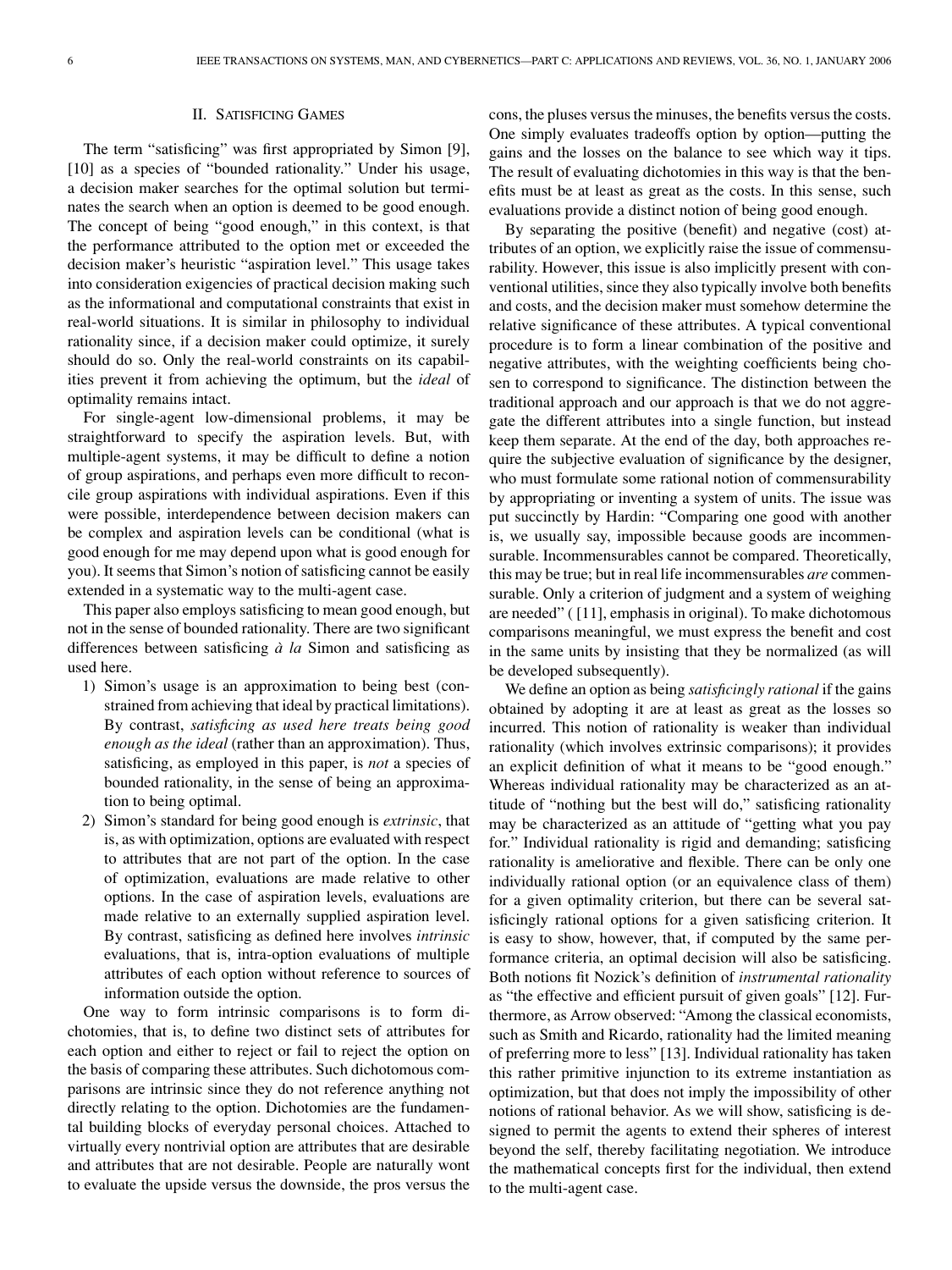## II. Satisficing Games

The term "satisficing" was first appropriated by Simon [9], [10] as a species of "bounded rationality." Under his usage, a decision maker searches for the optimal solution but terminates the search when an option is deemed to be good enough. The concept of being "good enough," in this context, is that the performance attributed to the option met or exceeded the decision maker's heuristic "aspiration level." This usage takes into consideration exigencies of practical decision making such as the informational and computational constraints that exist in real-world situations. It is similar in philosophy to individual rationality since, if a decision maker could optimize, it surely should do so. Only the real-world constraints on its capabilities prevent it from achieving the optimum, but the *ideal* of optimality remains intact.

For single-agent low-dimensional problems, it may be straightforward to specify the aspiration levels. But, with multiple-agent systems, it may be difficult to define a notion of group aspirations, and perhaps even more difficult to reconcile group aspirations with individual aspirations. Even if this were possible, interdependence between decision makers can be complex and aspiration levels can be conditional (what is good enough for me may depend upon what is good enough for you). It seems that Simon's notion of satisficing cannot be easily extended in a systematic way to the multi-agent case.

This paper also employs satisficing to mean good enough, but not in the sense of bounded rationality. There are two significant differences between satisficing *à la* Simon and satisficing as used here.

1) Simon's usage is an approximation to being best (constrained from achieving that ideal by practical limitations). By contrast, *satisficing as used here treats being good enough as the ideal* (rather than an approximation). Thus, satisficing, as employed in this paper, is *not* a species of bounded rationality, in the sense of being an approximation to being optimal.
2) Simon's standard for being good enough is *extrinsic*, that is, as with optimization, options are evaluated with respect to attributes that are not part of the option. In the case of optimization, evaluations are made relative to other options. In the case of aspiration levels, evaluations are made relative to an externally supplied aspiration level. By contrast, satisficing as defined here involves *intrinsic* evaluations, that is, intra-option evaluations of multiple attributes of each option without reference to sources of information outside the option.

One way to form intrinsic comparisons is to form dichotomies, that is, to define two distinct sets of attributes for each option and either to reject or fail to reject the option on the basis of comparing these attributes. Such dichotomous comparisons are intrinsic since they do not reference anything not directly relating to the option. Dichotomies are the fundamental building blocks of everyday personal choices. Attached to virtually every nontrivial option are attributes that are desirable and attributes that are not desirable. People are naturally wont to evaluate the upside versus the downside, the pros versus the cons, the pluses versus the minuses, the benefits versus the costs. One simply evaluates tradeoffs option by option—putting the gains and the losses on the balance to see which way it tips. The result of evaluating dichotomies in this way is that the benefits must be at least as great as the costs. In this sense, such evaluations provide a distinct notion of being good enough.

By separating the positive (benefit) and negative (cost) attributes of an option, we explicitly raise the issue of commensurability. However, this issue is also implicitly present with conventional utilities, since they also typically involve both benefits and costs, and the decision maker must somehow determine the relative significance of these attributes. A typical conventional procedure is to form a linear combination of the positive and negative attributes, with the weighting coefficients being chosen to correspond to significance. The distinction between the traditional approach and our approach is that we do not aggregate the different attributes into a single function, but instead keep them separate. At the end of the day, both approaches require the subjective evaluation of significance by the designer, who must formulate some rational notion of commensurability by appropriating or inventing a system of units. The issue was put succinctly by Hardin: "Comparing one good with another is, we usually say, impossible because goods are incommensurable. Incommensurables cannot be compared. Theoretically, this may be true; but in real life incommensurables *are* commensurable. Only a criterion of judgment and a system of weighing are needed" ( [11], emphasis in original). To make dichotomous comparisons meaningful, we must express the benefit and cost in the same units by insisting that they be normalized (as will be developed subsequently).

We define an option as being *satisficingly rational* if the gains obtained by adopting it are at least as great as the losses so incurred. This notion of rationality is weaker than individual rationality (which involves extrinsic comparisons); it provides an explicit definition of what it means to be "good enough." Whereas individual rationality may be characterized as an attitude of "nothing but the best will do," satisficing rationality may be characterized as an attitude of "getting what you pay for." Individual rationality is rigid and demanding; satisficing rationality is ameliorative and flexible. There can be only one individually rational option (or an equivalence class of them) for a given optimality criterion, but there can be several satisficingly rational options for a given satisficing criterion. It is easy to show, however, that, if computed by the same performance criteria, an optimal decision will also be satisficing. Both notions fit Nozick's definition of *instrumental rationality* as "the effective and efficient pursuit of given goals" [12]. Furthermore, as Arrow observed: "Among the classical economists, such as Smith and Ricardo, rationality had the limited meaning of preferring more to less" [13]. Individual rationality has taken this rather primitive injunction to its extreme instantiation as optimization, but that does not imply the impossibility of other notions of rational behavior. As we will show, satisficing is designed to permit the agents to extend their spheres of interest beyond the self, thereby facilitating negotiation. We introduce the mathematical concepts first for the individual, then extend to the multi-agent case.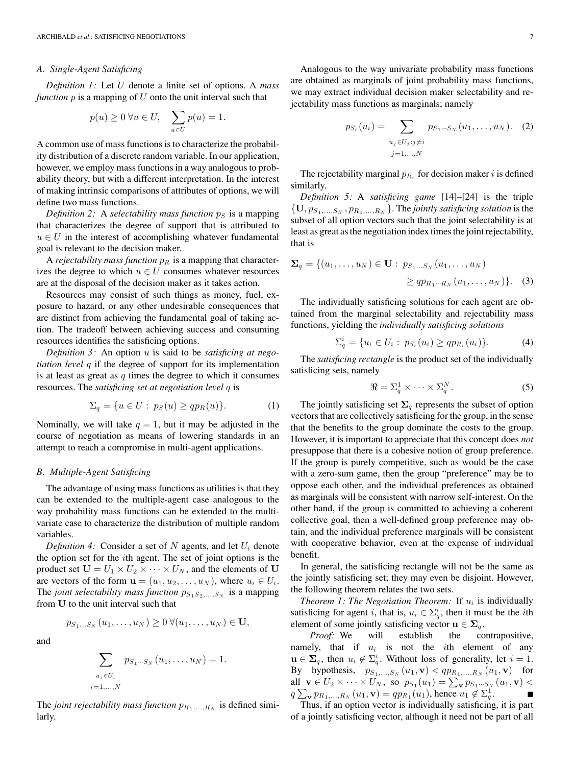### A. Single-Agent Satisficing

*Definition 1:* Let $U$ denote a finite set of options. A *mass function* $p$ is a mapping of $U$ onto the unit interval such that

$$p(u) \geq 0 \; \forall u \in U, \quad \sum_{u \in U} p(u) = 1.$$

A common use of mass functions is to characterize the probability distribution of a discrete random variable. In our application, however, we employ mass functions in a way analogous to probability theory, but with a different interpretation. In the interest of making intrinsic comparisons of attributes of options, we will define two mass functions.

*Definition 2:* A *selectability mass function* $p_S$ is a mapping that characterizes the degree of support that is attributed to $u \in U$ in the interest of accomplishing whatever fundamental goal is relevant to the decision maker.

A *rejectability mass function* $p_R$ is a mapping that characterizes the degree to which $u \in U$ consumes whatever resources are at the disposal of the decision maker as it takes action.

Resources may consist of such things as money, fuel, exposure to hazard, or any other undesirable consequences that are distinct from achieving the fundamental goal of taking action. The tradeoff between achieving success and consuming resources identifies the satisficing options.

*Definition 3:* An option $u$ is said to be *satisficing at negotiation level* $q$ if the degree of support for its implementation is at least as great as $q$ times the degree to which it consumes resources. The *satisficing set at negotiation level* $q$ is

$$\Sigma_q = \{u \in U : \; p_S(u) \geq q p_R(u)\}. \tag{1}$$

Nominally, we will take $q = 1$, but it may be adjusted in the course of negotiation as means of lowering standards in an attempt to reach a compromise in multi-agent applications.

### B. Multiple-Agent Satisficing

The advantage of using mass functions as utilities is that they can be extended to the multiple-agent case analogous to the way probability mass functions can be extended to the multivariate case to characterize the distribution of multiple random variables.

*Definition 4:* Consider a set of $N$ agents, and let $U_i$ denote the option set for the $i$th agent. The set of joint options is the product set $\mathbf{U} = U_1 \times U_2 \times \cdots \times U_N$, and the elements of $\mathbf{U}$ are vectors of the form $\mathbf{u} = (u_1, u_2, \ldots, u_N)$, where $u_i \in U_i$. The *joint selectability mass function* $p_{S_1 S_2, \ldots, S_N}$ is a mapping from $\mathbf{U}$ to the unit interval such that

$$p_{S_1 \ldots S_N}(u_1, \ldots, u_N) \geq 0 \; \forall (u_1, \ldots, u_N) \in \mathbf{U},$$

and

$$\sum_{\substack{u_i \in U_i \\ i=1,\ldots,N}} p_{S_1 \cdots S_N}(u_1, \ldots, u_N) = 1.$$

The *joint rejectability mass function* $p_{R_1, \ldots, R_N}$ is defined similarly.

Analogous to the way univariate probability mass functions are obtained as marginals of joint probability mass functions, we may extract individual decision maker selectability and rejectability mass functions as marginals; namely

$$p_{S_i}(u_i) = \sum_{\substack{u_j \in U_j : j \neq i \\ j=1,\ldots,N}} p_{S_1 \cdots S_N}(u_1, \ldots, u_N). \tag{2}$$

The rejectability marginal $p_{R_i}$ for decision maker $i$ is defined similarly.

*Definition 5:* A *satisficing game* [14]–[24] is the triple $\{\mathbf{U}, p_{S_1, \ldots, S_N}, p_{R_1, \ldots, R_N}\}$. The *jointly satisficing solution* is the subset of all option vectors such that the joint selectability is at least as great as the negotiation index times the joint rejectability, that is

$$\mathbf{\Sigma}_q = \{(u_1, \ldots, u_N) \in \mathbf{U} : \; p_{S_1 \ldots S_N}(u_1, \ldots, u_N) \geq q p_{R_1 \cdots R_N}(u_1, \ldots, u_N)\}. \tag{3}$$

The individually satisficing solutions for each agent are obtained from the marginal selectability and rejectability mass functions, yielding the *individually satisficing solutions*

$$\Sigma_q^i = \{u_i \in U_i : \; p_{S_i}(u_i) \geq q p_{R_i}(u_i)\}. \tag{4}$$

The *satisficing rectangle* is the product set of the individually satisficing sets, namely

$$\Re = \Sigma_q^1 \times \cdots \times \Sigma_q^N. \tag{5}$$

The jointly satisficing set $\mathbf{\Sigma}_q$ represents the subset of option vectors that are collectively satisficing for the group, in the sense that the benefits to the group dominate the costs to the group. However, it is important to appreciate that this concept does *not* presuppose that there is a cohesive notion of group preference. If the group is purely competitive, such as would be the case with a zero-sum game, then the group "preference" may be to oppose each other, and the individual preferences as obtained as marginals will be consistent with narrow self-interest. On the other hand, if the group is committed to achieving a coherent collective goal, then a well-defined group preference may obtain, and the individual preference marginals will be consistent with cooperative behavior, even at the expense of individual benefit.

In general, the satisficing rectangle will not be the same as the jointly satisficing set; they may even be disjoint. However, the following theorem relates the two sets.

*Theorem 1: The Negotiation Theorem:* If $u_i$ is individually satisficing for agent $i$, that is, $u_i \in \Sigma_q^i$, then it must be the $i$th element of some jointly satisficing vector $\mathbf{u} \in \mathbf{\Sigma}_q$.

*Proof:* We will establish the contrapositive, namely, that if $u_i$ is not the $i$th element of any $\mathbf{u} \in \mathbf{\Sigma}_q$, then $u_i \notin \Sigma_q^i$. Without loss of generality, let $i = 1$. By hypothesis, $p_{S_1, \ldots, S_N}(u_1, \mathbf{v}) < q p_{R_1, \ldots, R_N}(u_1, \mathbf{v})$ for all $\mathbf{v} \in U_2 \times \cdots \times U_N$, so $p_{S_1}(u_1) = \sum_{\mathbf{v}} p_{S_1 \cdots S_N}(u_1, \mathbf{v}) < q \sum_{\mathbf{v}} p_{R_1, \ldots, R_N}(u_1, \mathbf{v}) = q p_{R_1}(u_1)$, hence $u_1 \notin \Sigma_q^1$. ∎

Thus, if an option vector is individually satisficing, it is part of a jointly satisficing vector, although it need not be part of all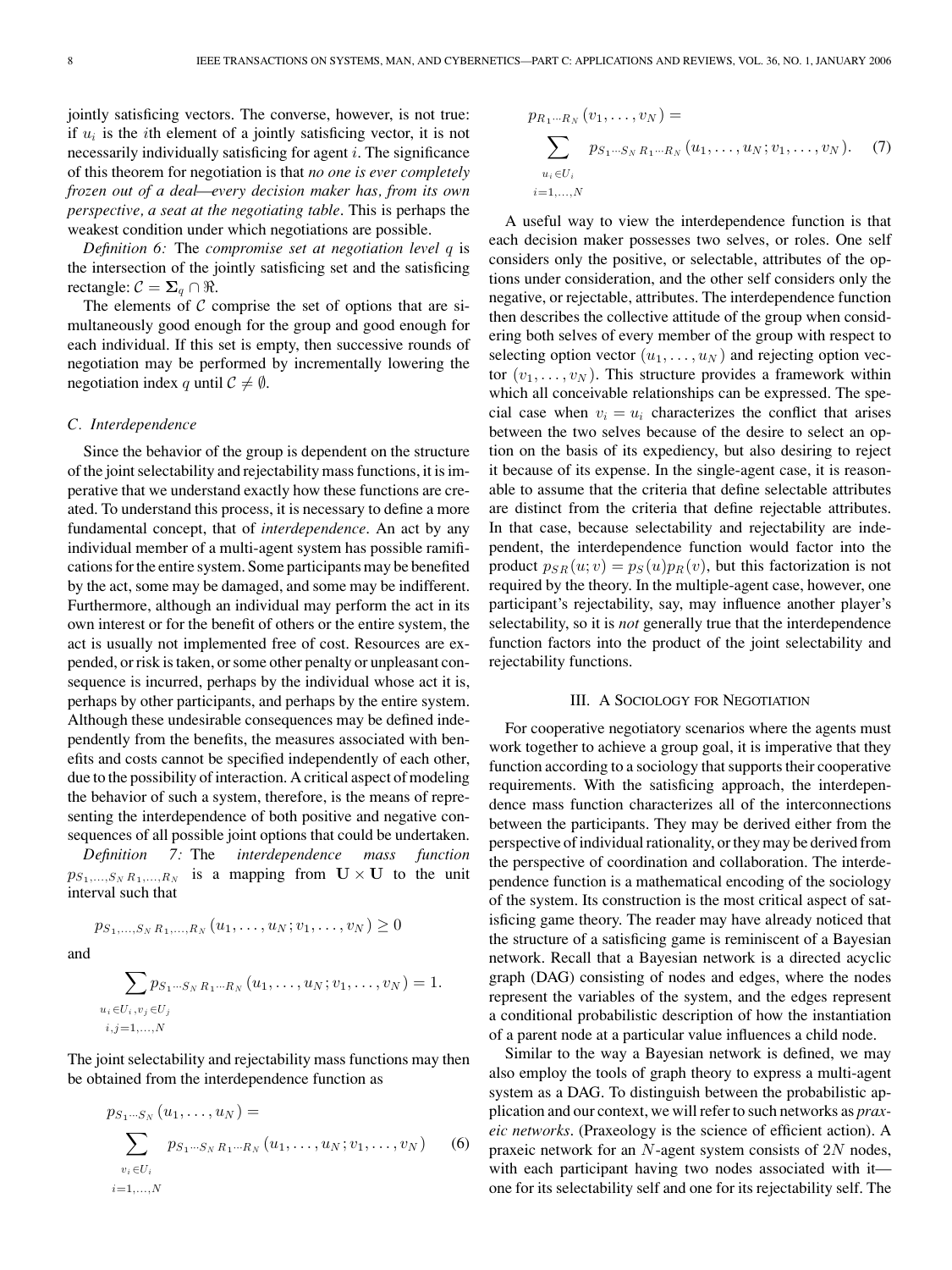jointly satisficing vectors. The converse, however, is not true: if $u_i$ is the $i$th element of a jointly satisficing vector, it is not necessarily individually satisficing for agent $i$. The significance of this theorem for negotiation is that *no one is ever completely frozen out of a deal—every decision maker has, from its own perspective, a seat at the negotiating table*. This is perhaps the weakest condition under which negotiations are possible.

*Definition 6:* The *compromise set at negotiation level* $q$ is the intersection of the jointly satisficing set and the satisficing rectangle: $\mathcal{C} = \mathbf{\Sigma}_q \cap \Re$.

The elements of $\mathcal{C}$ comprise the set of options that are simultaneously good enough for the group and good enough for each individual. If this set is empty, then successive rounds of negotiation may be performed by incrementally lowering the negotiation index $q$ until $\mathcal{C} \neq \emptyset$.

### C. Interdependence

Since the behavior of the group is dependent on the structure of the joint selectability and rejectability mass functions, it is imperative that we understand exactly how these functions are created. To understand this process, it is necessary to define a more fundamental concept, that of *interdependence*. An act by any individual member of a multi-agent system has possible ramifications for the entire system. Some participants may be benefited by the act, some may be damaged, and some may be indifferent. Furthermore, although an individual may perform the act in its own interest or for the benefit of others or the entire system, the act is usually not implemented free of cost. Resources are expended, or risk is taken, or some other penalty or unpleasant consequence is incurred, perhaps by the individual whose act it is, perhaps by other participants, and perhaps by the entire system. Although these undesirable consequences may be defined independently from the benefits, the measures associated with benefits and costs cannot be specified independently of each other, due to the possibility of interaction. A critical aspect of modeling the behavior of such a system, therefore, is the means of representing the interdependence of both positive and negative consequences of all possible joint options that could be undertaken.

*Definition 7:* The *interdependence mass function* $p_{S_1,\ldots,S_N R_1,\ldots,R_N}$ is a mapping from $\mathbf{U} \times \mathbf{U}$ to the unit interval such that

$$p_{S_1,\ldots,S_N R_1,\ldots,R_N}(u_1,\ldots,u_N; v_1,\ldots,v_N) \geq 0$$

and

$$\sum_{\substack{u_i \in U_i, v_j \in U_j \\ i,j=1,\ldots,N}} p_{S_1 \cdots S_N R_1 \cdots R_N}(u_1,\ldots,u_N; v_1,\ldots,v_N) = 1.$$

The joint selectability and rejectability mass functions may then be obtained from the interdependence function as

$$p_{S_1 \cdots S_N}(u_1,\ldots,u_N) = \sum_{\substack{v_i \in U_i \\ i=1,\ldots,N}} p_{S_1 \cdots S_N R_1 \cdots R_N}(u_1,\ldots,u_N; v_1,\ldots,v_N) \qquad (6)$$

$$p_{R_1 \cdots R_N}(v_1,\ldots,v_N) = \sum_{\substack{u_i \in U_i \\ i=1,\ldots,N}} p_{S_1 \cdots S_N R_1 \cdots R_N}(u_1,\ldots,u_N; v_1,\ldots,v_N). \qquad (7)$$

A useful way to view the interdependence function is that each decision maker possesses two selves, or roles. One self considers only the positive, or selectable, attributes of the options under consideration, and the other self considers only the negative, or rejectable, attributes. The interdependence function then describes the collective attitude of the group when considering both selves of every member of the group with respect to selecting option vector $(u_1,\ldots,u_N)$ and rejecting option vector $(v_1,\ldots,v_N)$. This structure provides a framework within which all conceivable relationships can be expressed. The special case when $v_i = u_i$ characterizes the conflict that arises between the two selves because of the desire to select an option on the basis of its expediency, but also desiring to reject it because of its expense. In the single-agent case, it is reasonable to assume that the criteria that define selectable attributes are distinct from the criteria that define rejectable attributes. In that case, because selectability and rejectability are independent, the interdependence function would factor into the product $p_{SR}(u;v) = p_S(u)p_R(v)$, but this factorization is not required by the theory. In the multiple-agent case, however, one participant's rejectability, say, may influence another player's selectability, so it is *not* generally true that the interdependence function factors into the product of the joint selectability and rejectability functions.

## III. A Sociology for Negotiation

For cooperative negotiatory scenarios where the agents must work together to achieve a group goal, it is imperative that they function according to a sociology that supports their cooperative requirements. With the satisficing approach, the interdependence mass function characterizes all of the interconnections between the participants. They may be derived either from the perspective of individual rationality, or they may be derived from the perspective of coordination and collaboration. The interdependence function is a mathematical encoding of the sociology of the system. Its construction is the most critical aspect of satisficing game theory. The reader may have already noticed that the structure of a satisficing game is reminiscent of a Bayesian network. Recall that a Bayesian network is a directed acyclic graph (DAG) consisting of nodes and edges, where the nodes represent the variables of the system, and the edges represent a conditional probabilistic description of how the instantiation of a parent node at a particular value influences a child node.

Similar to the way a Bayesian network is defined, we may also employ the tools of graph theory to express a multi-agent system as a DAG. To distinguish between the probabilistic application and our context, we will refer to such networks as *praxeic networks*. (Praxeology is the science of efficient action). A praxeic network for an $N$-agent system consists of $2N$ nodes, with each participant having two nodes associated with it—one for its selectability self and one for its rejectability self. The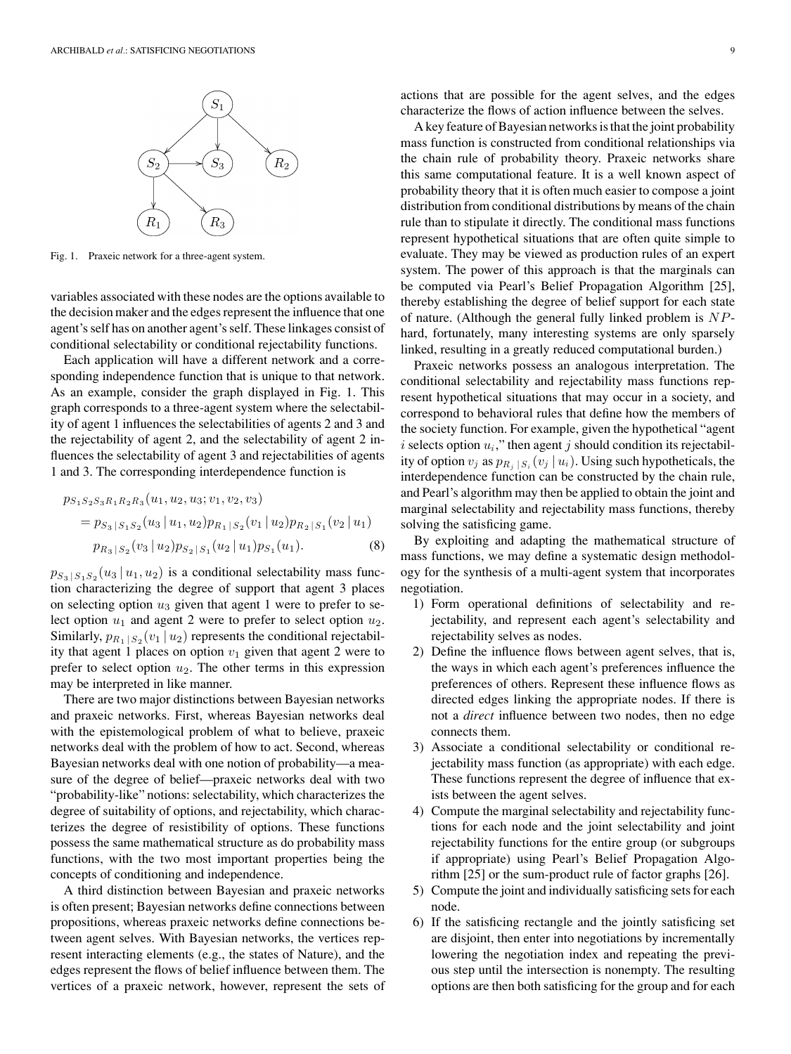Fig. 1. Praxeic network for a three-agent system.

variables associated with these nodes are the options available to the decision maker and the edges represent the influence that one agent's self has on another agent's self. These linkages consist of conditional selectability or conditional rejectability functions.

Each application will have a different network and a corresponding independence function that is unique to that network. As an example, consider the graph displayed in Fig. 1. This graph corresponds to a three-agent system where the selectability of agent 1 influences the selectabilities of agents 2 and 3 and the rejectability of agent 2, and the selectability of agent 2 influences the selectability of agent 3 and rejectabilities of agents 1 and 3. The corresponding interdependence function is

$$\begin{aligned} &p_{S_1S_2S_3R_1R_2R_3}(u_1,u_2,u_3;v_1,v_2,v_3) \\ &= p_{S_3\,|\,S_1S_2}(u_3\,|\,u_1,u_2)p_{R_1\,|\,S_2}(v_1\,|\,u_2)p_{R_2\,|\,S_1}(v_2\,|\,u_1) \\ &\quad p_{R_3\,|\,S_2}(v_3\,|\,u_2)p_{S_2\,|\,S_1}(u_2\,|\,u_1)p_{S_1}(u_1). \end{aligned} \tag{8}$$

$p_{S_3\,|\,S_1S_2}(u_3\,|\,u_1,u_2)$ is a conditional selectability mass function characterizing the degree of support that agent 3 places on selecting option $u_3$ given that agent 1 were to prefer to select option $u_1$ and agent 2 were to prefer to select option $u_2$. Similarly, $p_{R_1\,|\,S_2}(v_1\,|\,u_2)$ represents the conditional rejectability that agent 1 places on option $v_1$ given that agent 2 were to prefer to select option $u_2$. The other terms in this expression may be interpreted in like manner.

There are two major distinctions between Bayesian networks and praxeic networks. First, whereas Bayesian networks deal with the epistemological problem of what to believe, praxeic networks deal with the problem of how to act. Second, whereas Bayesian networks deal with one notion of probability—a measure of the degree of belief—praxeic networks deal with two "probability-like" notions: selectability, which characterizes the degree of suitability of options, and rejectability, which characterizes the degree of resistibility of options. These functions possess the same mathematical structure as do probability mass functions, with the two most important properties being the concepts of conditioning and independence.

A third distinction between Bayesian and praxeic networks is often present; Bayesian networks define connections between propositions, whereas praxeic networks define connections between agent selves. With Bayesian networks, the vertices represent interacting elements (e.g., the states of Nature), and the edges represent the flows of belief influence between them. The vertices of a praxeic network, however, represent the sets of actions that are possible for the agent selves, and the edges characterize the flows of action influence between the selves.

A key feature of Bayesian networks is that the joint probability mass function is constructed from conditional relationships via the chain rule of probability theory. Praxeic networks share this same computational feature. It is a well known aspect of probability theory that it is often much easier to compose a joint distribution from conditional distributions by means of the chain rule than to stipulate it directly. The conditional mass functions represent hypothetical situations that are often quite simple to evaluate. They may be viewed as production rules of an expert system. The power of this approach is that the marginals can be computed via Pearl's Belief Propagation Algorithm [25], thereby establishing the degree of belief support for each state of nature. (Although the general fully linked problem is $NP$-hard, fortunately, many interesting systems are only sparsely linked, resulting in a greatly reduced computational burden.)

Praxeic networks possess an analogous interpretation. The conditional selectability and rejectability mass functions represent hypothetical situations that may occur in a society, and correspond to behavioral rules that define how the members of the society function. For example, given the hypothetical "agent $i$ selects option $u_i$," then agent $j$ should condition its rejectability of option $v_j$ as $p_{R_j\,|\,S_i}(v_j\,|\,u_i)$. Using such hypotheticals, the interdependence function can be constructed by the chain rule, and Pearl's algorithm may then be applied to obtain the joint and marginal selectability and rejectability mass functions, thereby solving the satisficing game.

By exploiting and adapting the mathematical structure of mass functions, we may define a systematic design methodology for the synthesis of a multi-agent system that incorporates negotiation.

1) Form operational definitions of selectability and rejectability, and represent each agent's selectability and rejectability selves as nodes.
2) Define the influence flows between agent selves, that is, the ways in which each agent's preferences influence the preferences of others. Represent these influence flows as directed edges linking the appropriate nodes. If there is not a *direct* influence between two nodes, then no edge connects them.
3) Associate a conditional selectability or conditional rejectability mass function (as appropriate) with each edge. These functions represent the degree of influence that exists between the agent selves.
4) Compute the marginal selectability and rejectability functions for each node and the joint selectability and joint rejectability functions for the entire group (or subgroups if appropriate) using Pearl's Belief Propagation Algorithm [25] or the sum-product rule of factor graphs [26].
5) Compute the joint and individually satisficing sets for each node.
6) If the satisficing rectangle and the jointly satisficing set are disjoint, then enter into negotiations by incrementally lowering the negotiation index and repeating the previous step until the intersection is nonempty. The resulting options are then both satisficing for the group and for each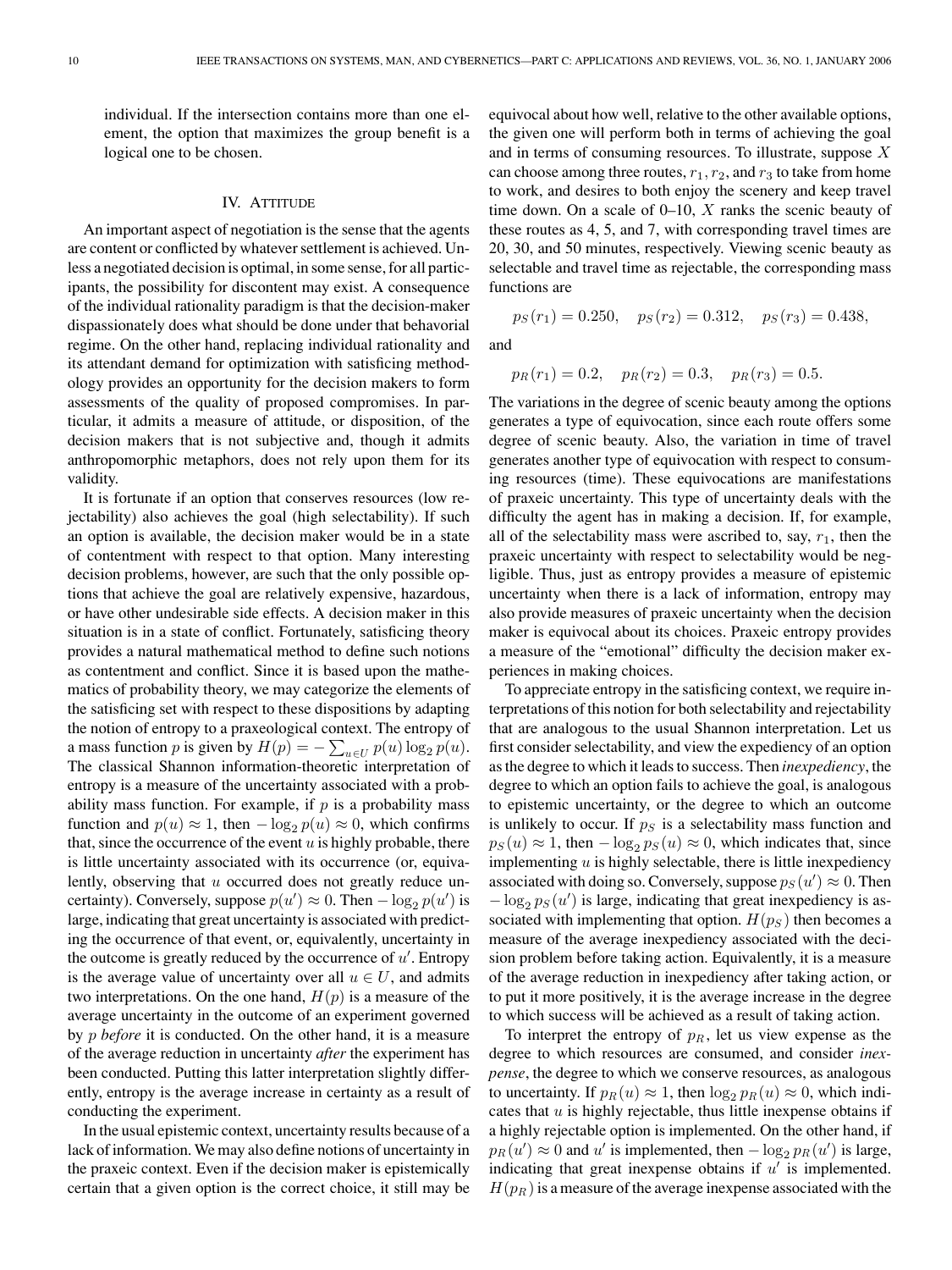individual. If the intersection contains more than one element, the option that maximizes the group benefit is a logical one to be chosen.

## IV. Attitude

An important aspect of negotiation is the sense that the agents are content or conflicted by whatever settlement is achieved. Unless a negotiated decision is optimal, in some sense, for all participants, the possibility for discontent may exist. A consequence of the individual rationality paradigm is that the decision-maker dispassionately does what should be done under that behavioral regime. On the other hand, replacing individual rationality and its attendant demand for optimization with satisficing methodology provides an opportunity for the decision makers to form assessments of the quality of proposed compromises. In particular, it admits a measure of attitude, or disposition, of the decision makers that is not subjective and, though it admits anthropomorphic metaphors, does not rely upon them for its validity.

It is fortunate if an option that conserves resources (low rejectability) also achieves the goal (high selectability). If such an option is available, the decision maker would be in a state of contentment with respect to that option. Many interesting decision problems, however, are such that the only possible options that achieve the goal are relatively expensive, hazardous, or have other undesirable side effects. A decision maker in this situation is in a state of conflict. Fortunately, satisficing theory provides a natural mathematical method to define such notions as contentment and conflict. Since it is based upon the mathematics of probability theory, we may categorize the elements of the satisficing set with respect to these dispositions by adapting the notion of entropy to a praxeological context. The entropy of a mass function $p$ is given by $H(p) = -\sum_{u \in U} p(u) \log_2 p(u)$. The classical Shannon information-theoretic interpretation of entropy is a measure of the uncertainty associated with a probability mass function. For example, if $p$ is a probability mass function and $p(u) \approx 1$, then $-\log_2 p(u) \approx 0$, which confirms that, since the occurrence of the event $u$ is highly probable, there is little uncertainty associated with its occurrence (or, equivalently, observing that $u$ occurred does not greatly reduce uncertainty). Conversely, suppose $p(u') \approx 0$. Then $-\log_2 p(u')$ is large, indicating that great uncertainty is associated with predicting the occurrence of that event, or, equivalently, uncertainty in the outcome is greatly reduced by the occurrence of $u'$. Entropy is the average value of uncertainty over all $u \in U$, and admits two interpretations. On the one hand, $H(p)$ is a measure of the average uncertainty in the outcome of an experiment governed by $p$ *before* it is conducted. On the other hand, it is a measure of the average reduction in uncertainty *after* the experiment has been conducted. Putting this latter interpretation slightly differently, entropy is the average increase in certainty as a result of conducting the experiment.

In the usual epistemic context, uncertainty results because of a lack of information. We may also define notions of uncertainty in the praxeic context. Even if the decision maker is epistemically certain that a given option is the correct choice, it still may be equivocal about how well, relative to the other available options, the given one will perform both in terms of achieving the goal and in terms of consuming resources. To illustrate, suppose $X$ can choose among three routes, $r_1$, $r_2$, and $r_3$ to take from home to work, and desires to both enjoy the scenery and keep travel time down. On a scale of 0–10, $X$ ranks the scenic beauty of these routes as 4, 5, and 7, with corresponding travel times are 20, 30, and 50 minutes, respectively. Viewing scenic beauty as selectable and travel time as rejectable, the corresponding mass functions are

$$p_S(r_1) = 0.250, \quad p_S(r_2) = 0.312, \quad p_S(r_3) = 0.438,$$

and

$$p_R(r_1) = 0.2, \quad p_R(r_2) = 0.3, \quad p_R(r_3) = 0.5.$$

The variations in the degree of scenic beauty among the options generates a type of equivocation, since each route offers some degree of scenic beauty. Also, the variation in time of travel generates another type of equivocation with respect to consuming resources (time). These equivocations are manifestations of praxeic uncertainty. This type of uncertainty deals with the difficulty the agent has in making a decision. If, for example, all of the selectability mass were ascribed to, say, $r_1$, then the praxeic uncertainty with respect to selectability would be negligible. Thus, just as entropy provides a measure of epistemic uncertainty when there is a lack of information, entropy may also provide measures of praxeic uncertainty when the decision maker is equivocal about its choices. Praxeic entropy provides a measure of the "emotional" difficulty the decision maker experiences in making choices.

To appreciate entropy in the satisficing context, we require interpretations of this notion for both selectability and rejectability that are analogous to the usual Shannon interpretation. Let us first consider selectability, and view the expediency of an option as the degree to which it leads to success. Then *inexpediency*, the degree to which an option fails to achieve the goal, is analogous to epistemic uncertainty, or the degree to which an outcome is unlikely to occur. If $p_S$ is a selectability mass function and $p_S(u) \approx 1$, then $-\log_2 p_S(u) \approx 0$, which indicates that, since implementing $u$ is highly selectable, there is little inexpediency associated with doing so. Conversely, suppose $p_S(u') \approx 0$. Then $-\log_2 p_S(u')$ is large, indicating that great inexpediency is associated with implementing that option. $H(p_S)$ then becomes a measure of the average inexpediency associated with the decision problem before taking action. Equivalently, it is a measure of the average reduction in inexpediency after taking action, or to put it more positively, it is the average increase in the degree to which success will be achieved as a result of taking action.

To interpret the entropy of $p_R$, let us view expense as the degree to which resources are consumed, and consider *inexpense*, the degree to which we conserve resources, as analogous to uncertainty. If $p_R(u) \approx 1$, then $\log_2 p_R(u) \approx 0$, which indicates that $u$ is highly rejectable, thus little inexpense obtains if a highly rejectable option is implemented. On the other hand, if $p_R(u') \approx 0$ and $u'$ is implemented, then $-\log_2 p_R(u')$ is large, indicating that great inexpense obtains if $u'$ is implemented. $H(p_R)$ is a measure of the average inexpense associated with the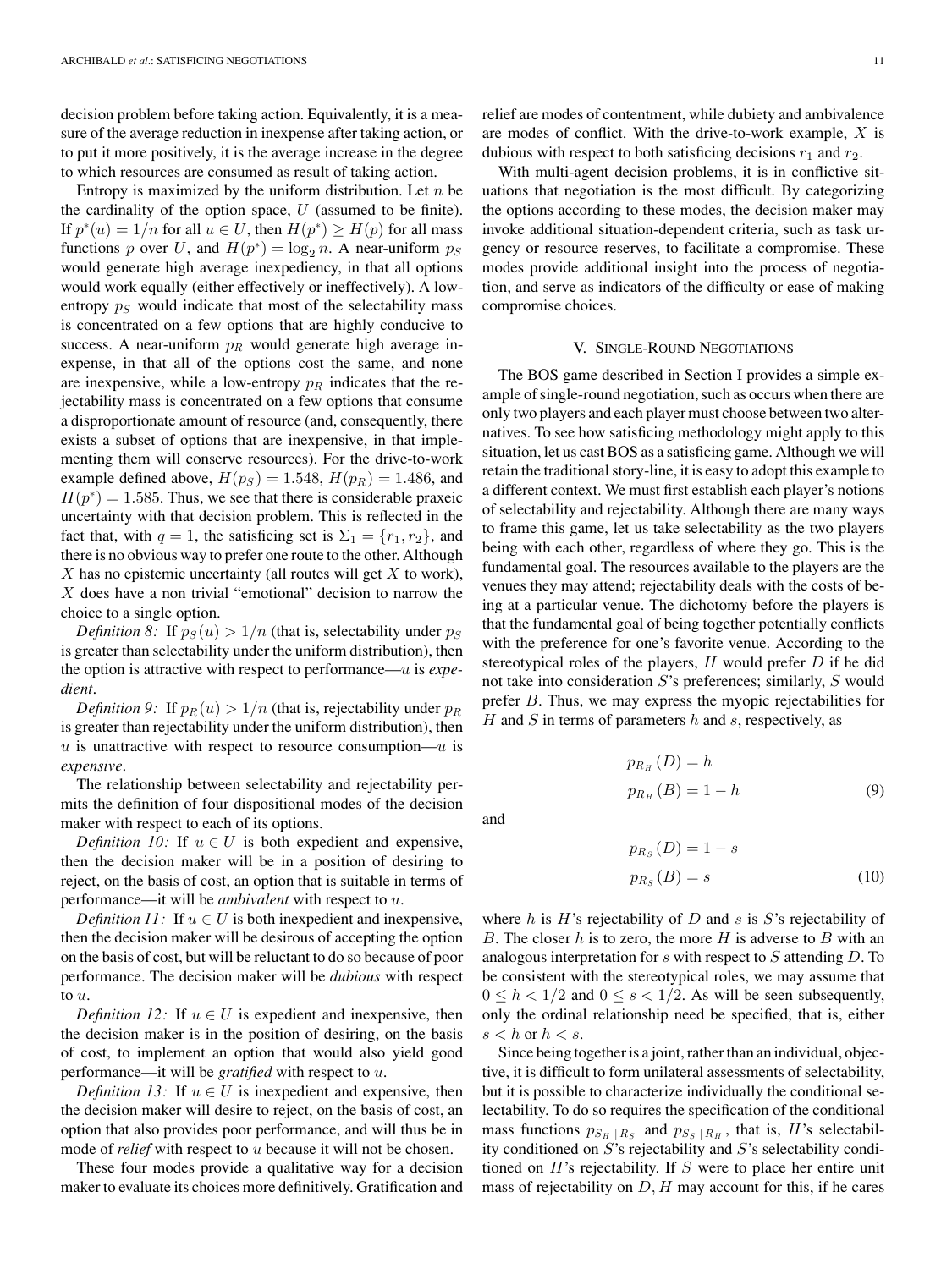decision problem before taking action. Equivalently, it is a measure of the average reduction in inexpense after taking action, or to put it more positively, it is the average increase in the degree to which resources are consumed as result of taking action.

Entropy is maximized by the uniform distribution. Let $n$ be the cardinality of the option space, $U$ (assumed to be finite). If $p^*(u) = 1/n$ for all $u \in U$, then $H(p^*) \geq H(p)$ for all mass functions $p$ over $U$, and $H(p^*) = \log_2 n$. A near-uniform $p_S$ would generate high average inexpediency, in that all options would work equally (either effectively or ineffectively). A low-entropy $p_S$ would indicate that most of the selectability mass is concentrated on a few options that are highly conducive to success. A near-uniform $p_R$ would generate high average inexpense, in that all of the options cost the same, and none are inexpensive, while a low-entropy $p_R$ indicates that the rejectability mass is concentrated on a few options that consume a disproportionate amount of resource (and, consequently, there exists a subset of options that are inexpensive, in that implementing them will conserve resources). For the drive-to-work example defined above, $H(p_S) = 1.548$, $H(p_R) = 1.486$, and $H(p^*) = 1.585$. Thus, we see that there is considerable praxeic uncertainty with that decision problem. This is reflected in the fact that, with $q = 1$, the satisficing set is $\Sigma_1 = \{r_1, r_2\}$, and there is no obvious way to prefer one route to the other. Although $X$ has no epistemic uncertainty (all routes will get $X$ to work), $X$ does have a non trivial "emotional" decision to narrow the choice to a single option.

*Definition 8:* If $p_S(u) > 1/n$ (that is, selectability under $p_S$ is greater than selectability under the uniform distribution), then the option is attractive with respect to performance—$u$ is *expedient*.

*Definition 9:* If $p_R(u) > 1/n$ (that is, rejectability under $p_R$ is greater than rejectability under the uniform distribution), then $u$ is unattractive with respect to resource consumption—$u$ is *expensive*.

The relationship between selectability and rejectability permits the definition of four dispositional modes of the decision maker with respect to each of its options.

*Definition 10:* If $u \in U$ is both expedient and expensive, then the decision maker will be in a position of desiring to reject, on the basis of cost, an option that is suitable in terms of performance—it will be *ambivalent* with respect to $u$.

*Definition 11:* If $u \in U$ is both inexpedient and inexpensive, then the decision maker will be desirous of accepting the option on the basis of cost, but will be reluctant to do so because of poor performance. The decision maker will be *dubious* with respect to $u$.

*Definition 12:* If $u \in U$ is expedient and inexpensive, then the decision maker is in the position of desiring, on the basis of cost, to implement an option that would also yield good performance—it will be *gratified* with respect to $u$.

*Definition 13:* If $u \in U$ is inexpedient and expensive, then the decision maker will desire to reject, on the basis of cost, an option that also provides poor performance, and will thus be in mode of *relief* with respect to $u$ because it will not be chosen.

These four modes provide a qualitative way for a decision maker to evaluate its choices more definitively. Gratification and relief are modes of contentment, while dubiety and ambivalence are modes of conflict. With the drive-to-work example, $X$ is dubious with respect to both satisficing decisions $r_1$ and $r_2$.

With multi-agent decision problems, it is in conflictive situations that negotiation is the most difficult. By categorizing the options according to these modes, the decision maker may invoke additional situation-dependent criteria, such as task urgency or resource reserves, to facilitate a compromise. These modes provide additional insight into the process of negotiation, and serve as indicators of the difficulty or ease of making compromise choices.

## V. Single-Round Negotiations

The BOS game described in Section I provides a simple example of single-round negotiation, such as occurs when there are only two players and each player must choose between two alternatives. To see how satisficing methodology might apply to this situation, let us cast BOS as a satisficing game. Although we will retain the traditional story-line, it is easy to adopt this example to a different context. We must first establish each player's notions of selectability and rejectability. Although there are many ways to frame this game, let us take selectability as the two players being with each other, regardless of where they go. This is the fundamental goal. The resources available to the players are the venues they may attend; rejectability deals with the costs of being at a particular venue. The dichotomy before the players is that the fundamental goal of being together potentially conflicts with the preference for one's favorite venue. According to the stereotypical roles of the players, $H$ would prefer $D$ if he did not take into consideration $S$'s preferences; similarly, $S$ would prefer $B$. Thus, we may express the myopic rejectabilities for $H$ and $S$ in terms of parameters $h$ and $s$, respectively, as

$$
\begin{aligned}
p_{R_H}(D) &= h \\
p_{R_H}(B) &= 1 - h
\end{aligned}
\tag{9}
$$

and

$$
\begin{aligned}
p_{R_S}(D) &= 1 - s \\
p_{R_S}(B) &= s
\end{aligned}
\tag{10}
$$

where $h$ is $H$'s rejectability of $D$ and $s$ is $S$'s rejectability of $B$. The closer $h$ is to zero, the more $H$ is adverse to $B$ with an analogous interpretation for $s$ with respect to $S$ attending $D$. To be consistent with the stereotypical roles, we may assume that $0 \leq h < 1/2$ and $0 \leq s < 1/2$. As will be seen subsequently, only the ordinal relationship need be specified, that is, either $s < h$ or $h < s$.

Since being together is a joint, rather than an individual, objective, it is difficult to form unilateral assessments of selectability, but it is possible to characterize individually the conditional selectability. To do so requires the specification of the conditional mass functions $p_{S_H \mid R_S}$ and $p_{S_S \mid R_H}$, that is, $H$'s selectability conditioned on $S$'s rejectability and $S$'s selectability conditioned on $H$'s rejectability. If $S$ were to place her entire unit mass of rejectability on $D$, $H$ may account for this, if he cares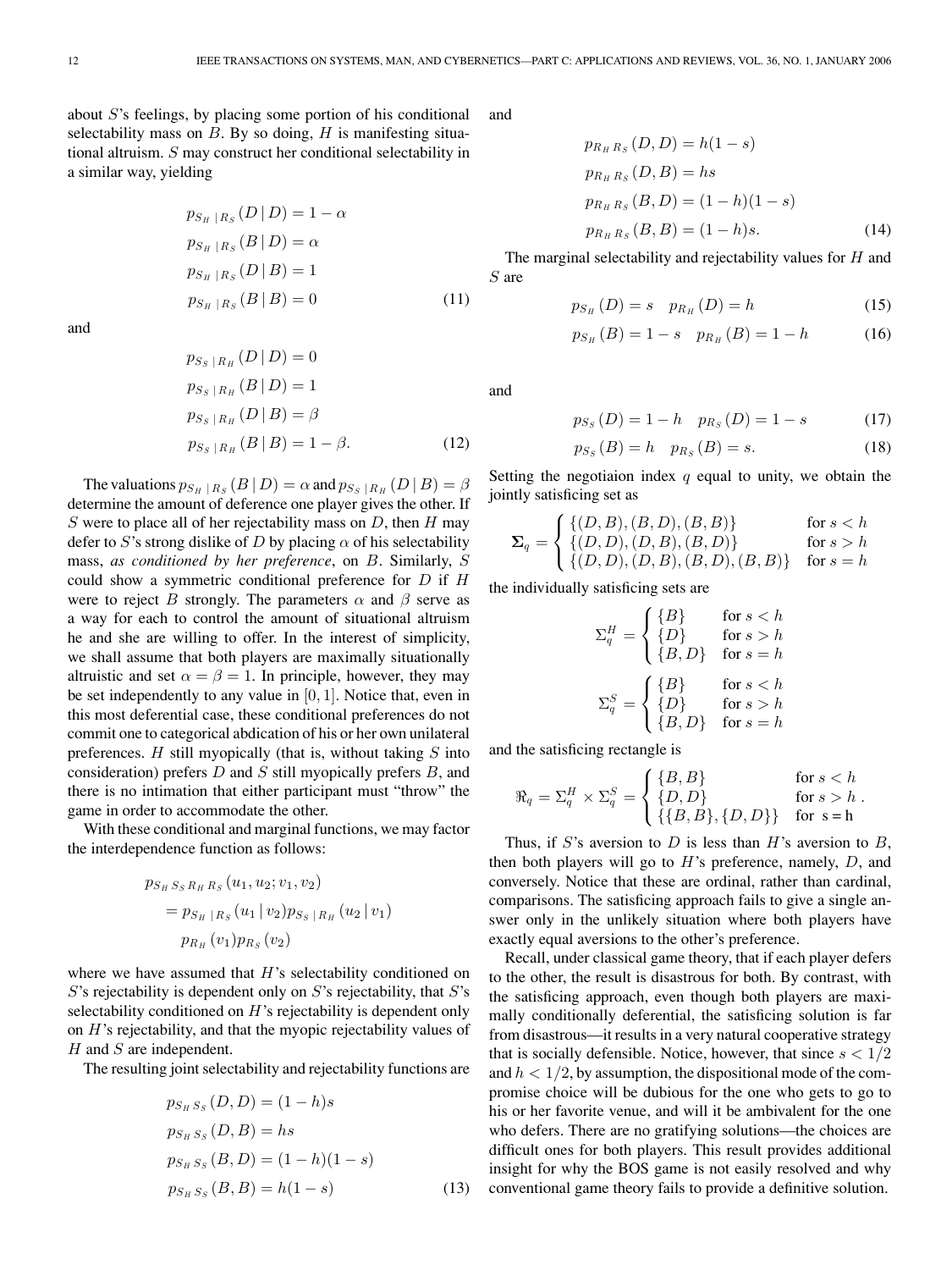about $S$'s feelings, by placing some portion of his conditional selectability mass on $B$. By so doing, $H$ is manifesting situational altruism. $S$ may construct her conditional selectability in a similar way, yielding

$$
\begin{aligned}
p_{S_H \mid R_S}(D \mid D) &= 1 - \alpha \\
p_{S_H \mid R_S}(B \mid D) &= \alpha \\
p_{S_H \mid R_S}(D \mid B) &= 1 \\
p_{S_H \mid R_S}(B \mid B) &= 0
\end{aligned}
\tag{11}
$$

and

$$
\begin{aligned}
p_{S_S \mid R_H}(D \mid D) &= 0 \\
p_{S_S \mid R_H}(B \mid D) &= 1 \\
p_{S_S \mid R_H}(D \mid B) &= \beta \\
p_{S_S \mid R_H}(B \mid B) &= 1 - \beta.
\end{aligned}
\tag{12}
$$

The valuations $p_{S_H \mid R_S}(B \mid D) = \alpha$ and $p_{S_S \mid R_H}(D \mid B) = \beta$ determine the amount of deference one player gives the other. If $S$ were to place all of her rejectability mass on $D$, then $H$ may defer to $S$'s strong dislike of $D$ by placing $\alpha$ of his selectability mass, *as conditioned by her preference*, on $B$. Similarly, $S$ could show a symmetric conditional preference for $D$ if $H$ were to reject $B$ strongly. The parameters $\alpha$ and $\beta$ serve as a way for each to control the amount of situational altruism he and she are willing to offer. In the interest of simplicity, we shall assume that both players are maximally situationally altruistic and set $\alpha = \beta = 1$. In principle, however, they may be set independently to any value in $[0, 1]$. Notice that, even in this most deferential case, these conditional preferences do not commit one to categorical abdication of his or her own unilateral preferences. $H$ still myopically (that is, without taking $S$ into consideration) prefers $D$ and $S$ still myopically prefers $B$, and there is no intimation that either participant must "throw" the game in order to accommodate the other.

With these conditional and marginal functions, we may factor the interdependence function as follows:

$$
\begin{aligned}
p_{S_H S_S R_H R_S}&(u_1, u_2; v_1, v_2) \\
&= p_{S_H \mid R_S}(u_1 \mid v_2) p_{S_S \mid R_H}(u_2 \mid v_1) \\
&\quad p_{R_H}(v_1) p_{R_S}(v_2)
\end{aligned}
$$

where we have assumed that $H$'s selectability conditioned on $S$'s rejectability is dependent only on $S$'s rejectability, that $S$'s selectability conditioned on $H$'s rejectability is dependent only on $H$'s rejectability, and that the myopic rejectability values of $H$ and $S$ are independent.

The resulting joint selectability and rejectability functions are

$$
\begin{aligned}
p_{S_H S_S}(D, D) &= (1 - h)s \\
p_{S_H S_S}(D, B) &= hs \\
p_{S_H S_S}(B, D) &= (1 - h)(1 - s) \\
p_{S_H S_S}(B, B) &= h(1 - s)
\end{aligned}
\tag{13}
$$

and

$$
\begin{aligned}
p_{R_H R_S}(D, D) &= h(1 - s) \\
p_{R_H R_S}(D, B) &= hs \\
p_{R_H R_S}(B, D) &= (1 - h)(1 - s) \\
p_{R_H R_S}(B, B) &= (1 - h)s.
\end{aligned}
\tag{14}
$$

The marginal selectability and rejectability values for $H$ and $S$ are

$$
p_{S_H}(D) = s \quad p_{R_H}(D) = h \tag{15}
$$

$$
p_{S_H}(B) = 1 - s \quad p_{R_H}(B) = 1 - h \tag{16}
$$

and

$$
p_{S_S}(D) = 1 - h \quad p_{R_S}(D) = 1 - s \tag{17}
$$

$$
p_{S_S}(B) = h \quad p_{R_S}(B) = s. \tag{18}
$$

Setting the negotiaion index $q$ equal to unity, we obtain the jointly satisficing set as

$$
\mathbf{\Sigma}_q = \begin{cases} \{(D, B), (B, D), (B, B)\} & \text{for } s < h \\ \{(D, D), (D, B), (B, D)\} & \text{for } s > h \\ \{(D, D), (D, B), (B, D), (B, B)\} & \text{for } s = h \end{cases}
$$

the individually satisficing sets are

$$
\Sigma_q^H = \begin{cases} \{B\} & \text{for } s < h \\ \{D\} & \text{for } s > h \\ \{B, D\} & \text{for } s = h \end{cases}
$$

$$
\Sigma_q^S = \begin{cases} \{B\} & \text{for } s < h \\ \{D\} & \text{for } s > h \\ \{B, D\} & \text{for } s = h \end{cases}
$$

and the satisficing rectangle is

$$
\Re_q = \Sigma_q^H \times \Sigma_q^S = \begin{cases} \{B, B\} & \text{for } s < h \\ \{D, D\} & \text{for } s > h \\ \{\{B, B\}, \{D, D\}\} & \text{for s = h} \end{cases}.
$$

Thus, if $S$'s aversion to $D$ is less than $H$'s aversion to $B$, then both players will go to $H$'s preference, namely, $D$, and conversely. Notice that these are ordinal, rather than cardinal, comparisons. The satisficing approach fails to give a single answer only in the unlikely situation where both players have exactly equal aversions to the other's preference.

Recall, under classical game theory, that if each player defers to the other, the result is disastrous for both. By contrast, with the satisficing approach, even though both players are maximally conditionally deferential, the satisficing solution is far from disastrous—it results in a very natural cooperative strategy that is socially defensible. Notice, however, that since $s < 1/2$ and $h < 1/2$, by assumption, the dispositional mode of the compromise choice will be dubious for the one who gets to go to his or her favorite venue, and will it be ambivalent for the one who defers. There are no gratifying solutions—the choices are difficult ones for both players. This result provides additional insight for why the BOS game is not easily resolved and why conventional game theory fails to provide a definitive solution.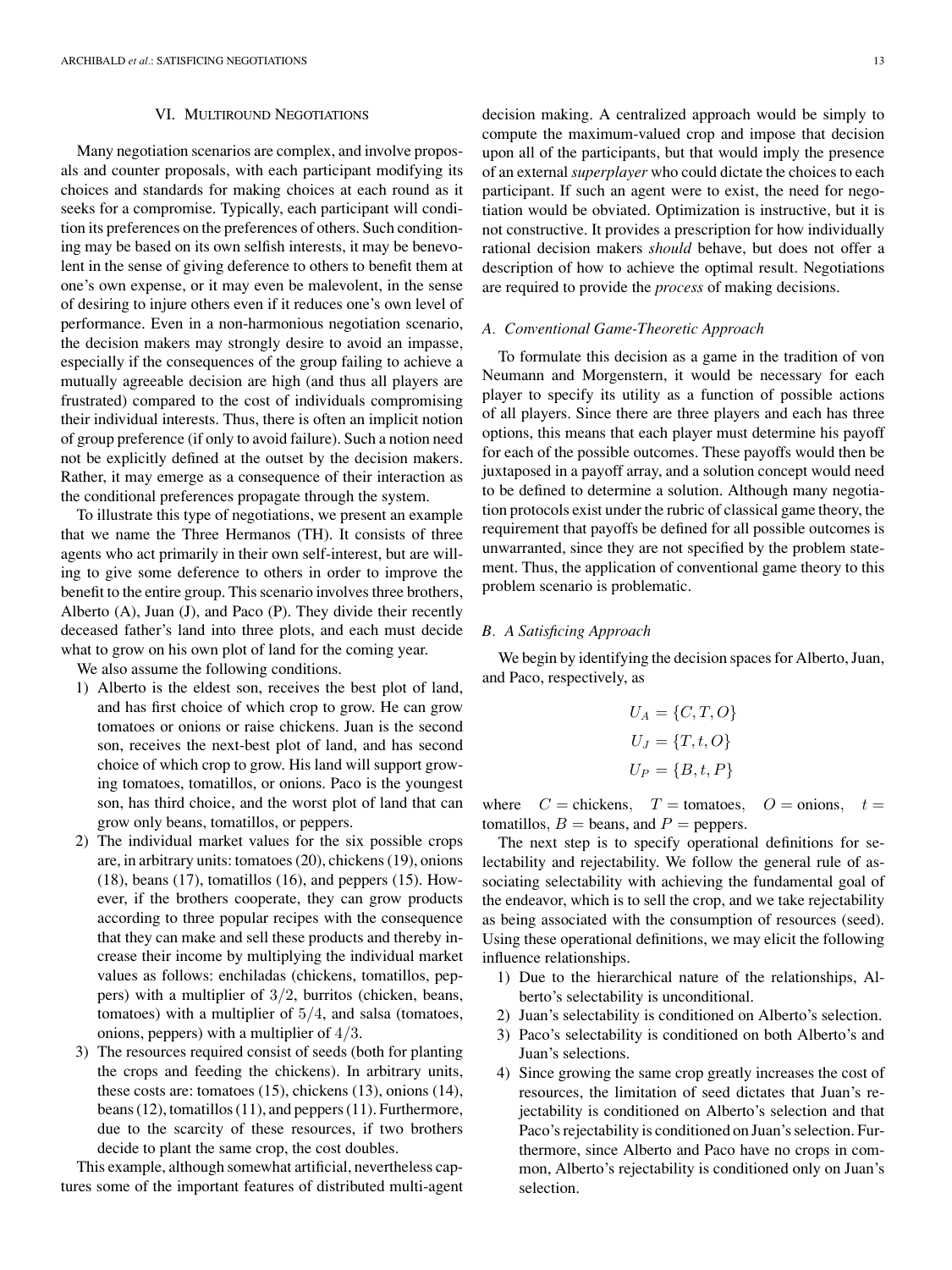## VI. Multiround Negotiations

Many negotiation scenarios are complex, and involve proposals and counter proposals, with each participant modifying its choices and standards for making choices at each round as it seeks for a compromise. Typically, each participant will condition its preferences on the preferences of others. Such conditioning may be based on its own selfish interests, it may be benevolent in the sense of giving deference to others to benefit them at one's own expense, or it may even be malevolent, in the sense of desiring to injure others even if it reduces one's own level of performance. Even in a non-harmonious negotiation scenario, the decision makers may strongly desire to avoid an impasse, especially if the consequences of the group failing to achieve a mutually agreeable decision are high (and thus all players are frustrated) compared to the cost of individuals compromising their individual interests. Thus, there is often an implicit notion of group preference (if only to avoid failure). Such a notion need not be explicitly defined at the outset by the decision makers. Rather, it may emerge as a consequence of their interaction as the conditional preferences propagate through the system.

To illustrate this type of negotiations, we present an example that we name the Three Hermanos (TH). It consists of three agents who act primarily in their own self-interest, but are willing to give some deference to others in order to improve the benefit to the entire group. This scenario involves three brothers, Alberto (A), Juan (J), and Paco (P). They divide their recently deceased father's land into three plots, and each must decide what to grow on his own plot of land for the coming year.

We also assume the following conditions.

1) Alberto is the eldest son, receives the best plot of land, and has first choice of which crop to grow. He can grow tomatoes or onions or raise chickens. Juan is the second son, receives the next-best plot of land, and has second choice of which crop to grow. His land will support growing tomatoes, tomatillos, or onions. Paco is the youngest son, has third choice, and the worst plot of land that can grow only beans, tomatillos, or peppers.
2) The individual market values for the six possible crops are, in arbitrary units: tomatoes (20), chickens (19), onions (18), beans (17), tomatillos (16), and peppers (15). However, if the brothers cooperate, they can grow products according to three popular recipes with the consequence that they can make and sell these products and thereby increase their income by multiplying the individual market values as follows: enchiladas (chickens, tomatillos, peppers) with a multiplier of $3/2$, burritos (chicken, beans, tomatoes) with a multiplier of $5/4$, and salsa (tomatoes, onions, peppers) with a multiplier of $4/3$.
3) The resources required consist of seeds (both for planting the crops and feeding the chickens). In arbitrary units, these costs are: tomatoes (15), chickens (13), onions (14), beans (12), tomatillos (11), and peppers (11). Furthermore, due to the scarcity of these resources, if two brothers decide to plant the same crop, the cost doubles.

This example, although somewhat artificial, nevertheless captures some of the important features of distributed multi-agent decision making. A centralized approach would be simply to compute the maximum-valued crop and impose that decision upon all of the participants, but that would imply the presence of an external *superplayer* who could dictate the choices to each participant. If such an agent were to exist, the need for negotiation would be obviated. Optimization is instructive, but it is not constructive. It provides a prescription for how individually rational decision makers *should* behave, but does not offer a description of how to achieve the optimal result. Negotiations are required to provide the *process* of making decisions.

### A. Conventional Game-Theoretic Approach

To formulate this decision as a game in the tradition of von Neumann and Morgenstern, it would be necessary for each player to specify its utility as a function of possible actions of all players. Since there are three players and each has three options, this means that each player must determine his payoff for each of the possible outcomes. These payoffs would then be juxtaposed in a payoff array, and a solution concept would need to be defined to determine a solution. Although many negotiation protocols exist under the rubric of classical game theory, the requirement that payoffs be defined for all possible outcomes is unwarranted, since they are not specified by the problem statement. Thus, the application of conventional game theory to this problem scenario is problematic.

### B. A Satisficing Approach

We begin by identifying the decision spaces for Alberto, Juan, and Paco, respectively, as

$$U_A = \{C, T, O\}$$
$$U_J = \{T, t, O\}$$
$$U_P = \{B, t, P\}$$

where $C =$ chickens, $T =$ tomatoes, $O =$ onions, $t =$ tomatillos, $B =$ beans, and $P =$ peppers.

The next step is to specify operational definitions for selectability and rejectability. We follow the general rule of associating selectability with achieving the fundamental goal of the endeavor, which is to sell the crop, and we take rejectability as being associated with the consumption of resources (seed). Using these operational definitions, we may elicit the following influence relationships.

1) Due to the hierarchical nature of the relationships, Alberto's selectability is unconditional.
2) Juan's selectability is conditioned on Alberto's selection.
3) Paco's selectability is conditioned on both Alberto's and Juan's selections.
4) Since growing the same crop greatly increases the cost of resources, the limitation of seed dictates that Juan's rejectability is conditioned on Alberto's selection and that Paco's rejectability is conditioned on Juan's selection. Furthermore, since Alberto and Paco have no crops in common, Alberto's rejectability is conditioned only on Juan's selection.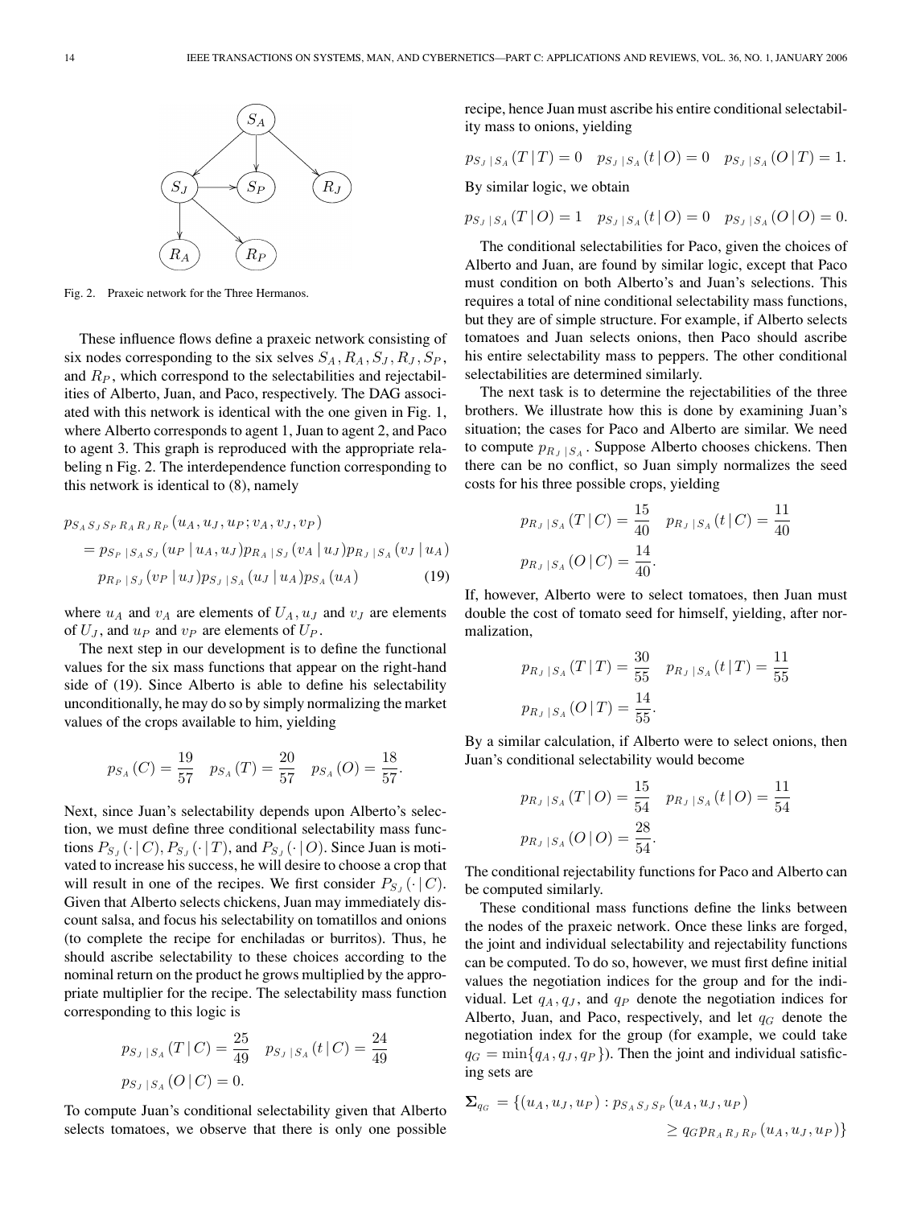Fig. 2. Praxeic network for the Three Hermanos.

These influence flows define a praxeic network consisting of six nodes corresponding to the six selves $S_A, R_A, S_J, R_J, S_P$, and $R_P$, which correspond to the selectabilities and rejectabilities of Alberto, Juan, and Paco, respectively. The DAG associated with this network is identical with the one given in Fig. 1, where Alberto corresponds to agent 1, Juan to agent 2, and Paco to agent 3. This graph is reproduced with the appropriate relabeling n Fig. 2. The interdependence function corresponding to this network is identical to (8), namely

$$
\begin{aligned}
p_{S_A S_J S_P R_A R_J R_P}&(u_A, u_J, u_P; v_A, v_J, v_P) \\
&= p_{S_P \mid S_A S_J}(u_P \mid u_A, u_J) p_{R_A \mid S_J}(v_A \mid u_J) p_{R_J \mid S_A}(v_J \mid u_A) \\
&\quad p_{R_P \mid S_J}(v_P \mid u_J) p_{S_J \mid S_A}(u_J \mid u_A) p_{S_A}(u_A) \qquad (19)
\end{aligned}
$$

where $u_A$ and $v_A$ are elements of $U_A$, $u_J$ and $v_J$ are elements of $U_J$, and $u_P$ and $v_P$ are elements of $U_P$.

The next step in our development is to define the functional values for the six mass functions that appear on the right-hand side of (19). Since Alberto is able to define his selectability unconditionally, he may do so by simply normalizing the market values of the crops available to him, yielding

$$
p_{S_A}(C) = \frac{19}{57} \quad p_{S_A}(T) = \frac{20}{57} \quad p_{S_A}(O) = \frac{18}{57}.
$$

Next, since Juan's selectability depends upon Alberto's selection, we must define three conditional selectability mass functions $P_{S_J}(\cdot \mid C)$, $P_{S_J}(\cdot \mid T)$, and $P_{S_J}(\cdot \mid O)$. Since Juan is motivated to increase his success, he will desire to choose a crop that will result in one of the recipes. We first consider $P_{S_J}(\cdot \mid C)$. Given that Alberto selects chickens, Juan may immediately discount salsa, and focus his selectability on tomatillos and onions (to complete the recipe for enchiladas or burritos). Thus, he should ascribe selectability to these choices according to the nominal return on the product he grows multiplied by the appropriate multiplier for the recipe. The selectability mass function corresponding to this logic is

$$
p_{S_J \mid S_A}(T \mid C) = \frac{25}{49} \quad p_{S_J \mid S_A}(t \mid C) = \frac{24}{49}
$$
$$
p_{S_J \mid S_A}(O \mid C) = 0.
$$

To compute Juan's conditional selectability given that Alberto selects tomatoes, we observe that there is only one possible recipe, hence Juan must ascribe his entire conditional selectability mass to onions, yielding

$$
p_{S_J \mid S_A}(T \mid T) = 0 \quad p_{S_J \mid S_A}(t \mid O) = 0 \quad p_{S_J \mid S_A}(O \mid T) = 1.
$$

By similar logic, we obtain

$$
p_{S_J \mid S_A}(T \mid O) = 1 \quad p_{S_J \mid S_A}(t \mid O) = 0 \quad p_{S_J \mid S_A}(O \mid O) = 0.
$$

The conditional selectabilities for Paco, given the choices of Alberto and Juan, are found by similar logic, except that Paco must condition on both Alberto's and Juan's selections. This requires a total of nine conditional selectability mass functions, but they are of simple structure. For example, if Alberto selects tomatoes and Juan selects onions, then Paco should ascribe his entire selectability mass to peppers. The other conditional selectabilities are determined similarly.

The next task is to determine the rejectabilities of the three brothers. We illustrate how this is done by examining Juan's situation; the cases for Paco and Alberto are similar. We need to compute $p_{R_J \mid S_A}$. Suppose Alberto chooses chickens. Then there can be no conflict, so Juan simply normalizes the seed costs for his three possible crops, yielding

$$
p_{R_J \mid S_A}(T \mid C) = \frac{15}{40} \quad p_{R_J \mid S_A}(t \mid C) = \frac{11}{40}
$$
$$
p_{R_J \mid S_A}(O \mid C) = \frac{14}{40}.
$$

If, however, Alberto were to select tomatoes, then Juan must double the cost of tomato seed for himself, yielding, after normalization,

$$
p_{R_J \mid S_A}(T \mid T) = \frac{30}{55} \quad p_{R_J \mid S_A}(t \mid T) = \frac{11}{55}
$$
$$
p_{R_J \mid S_A}(O \mid T) = \frac{14}{55}.
$$

By a similar calculation, if Alberto were to select onions, then Juan's conditional selectability would become

$$
p_{R_J \mid S_A}(T \mid O) = \frac{15}{54} \quad p_{R_J \mid S_A}(t \mid O) = \frac{11}{54}
$$
$$
p_{R_J \mid S_A}(O \mid O) = \frac{28}{54}.
$$

The conditional rejectability functions for Paco and Alberto can be computed similarly.

These conditional mass functions define the links between the nodes of the praxeic network. Once these links are forged, the joint and individual selectability and rejectability functions can be computed. To do so, however, we must first define initial values the negotiation indices for the group and for the individual. Let $q_A$, $q_J$, and $q_P$ denote the negotiation indices for Alberto, Juan, and Paco, respectively, and let $q_G$ denote the negotiation index for the group (for example, we could take $q_G = \min\{q_A, q_J, q_P\}$). Then the joint and individual satisficing sets are

$$
\begin{aligned}
\mathbf{\Sigma}_{q_G} = \{(u_A, u_J, u_P) : &\; p_{S_A S_J S_P}(u_A, u_J, u_P) \\
&\geq q_G p_{R_A R_J R_P}(u_A, u_J, u_P)\}
\end{aligned}
$$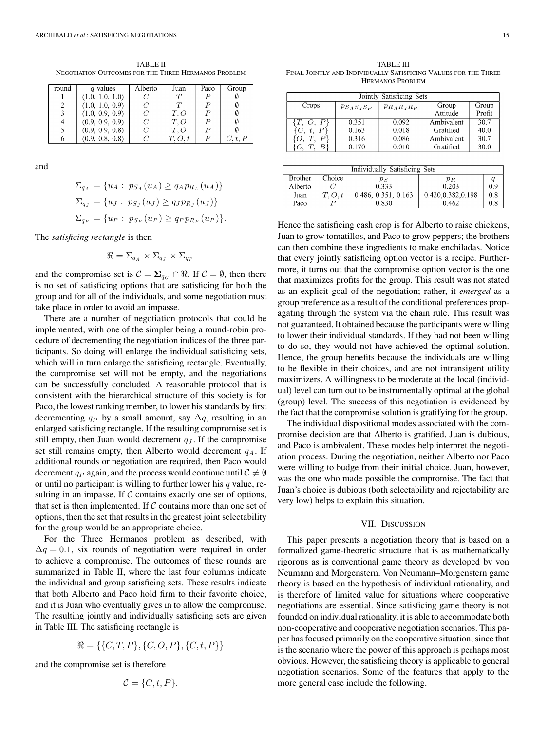TABLE II
NEGOTIATION OUTCOMES FOR THE THREE HERMANOS PROBLEM

| round | $q$ values | Alberto | Juan | Paco | Group |
|---|---|---|---|---|---|
| 1 | (1.0, 1.0, 1.0) | $C$ | $T$ | $P$ | $\emptyset$ |
| 2 | (1.0, 1.0, 0.9) | $C$ | $T$ | $P$ | $\emptyset$ |
| 3 | (1.0, 0.9, 0.9) | $C$ | $T, O$ | $P$ | $\emptyset$ |
| 4 | (0.9, 0.9, 0.9) | $C$ | $T, O$ | $P$ | $\emptyset$ |
| 5 | (0.9, 0.9, 0.8) | $C$ | $T, O$ | $P$ | $\emptyset$ |
| 6 | (0.9, 0.8, 0.8) | $C$ | $T, O, t$ | $P$ | $C, t, P$ |

and

$$\Sigma_{q_A} = \{u_A : p_{S_A}(u_A) \geq q_A p_{R_A}(u_A)\}$$

$$\Sigma_{q_J} = \{u_J : p_{S_J}(u_J) \geq q_J p_{R_J}(u_J)\}$$

$$\Sigma_{q_P} = \{u_P : p_{S_P}(u_P) \geq q_P p_{R_P}(u_P)\}.$$

The *satisficing rectangle* is then

$$\Re = \Sigma_{q_A} \times \Sigma_{q_J} \times \Sigma_{q_P}$$

and the compromise set is $\mathcal{C} = \mathbf{\Sigma}_{q_G} \cap \Re$. If $\mathcal{C} = \emptyset$, then there is no set of satisficing options that are satisficing for both the group and for all of the individuals, and some negotiation must take place in order to avoid an impasse.

There are a number of negotiation protocols that could be implemented, with one of the simpler being a round-robin procedure of decrementing the negotiation indices of the three participants. So doing will enlarge the individual satisficing sets, which will in turn enlarge the satisficing rectangle. Eventually, the compromise set will not be empty, and the negotiations can be successfully concluded. A reasonable protocol that is consistent with the hierarchical structure of this society is for Paco, the lowest ranking member, to lower his standards by first decrementing $q_P$ by a small amount, say $\Delta q$, resulting in an enlarged satisficing rectangle. If the resulting compromise set is still empty, then Juan would decrement $q_J$. If the compromise set still remains empty, then Alberto would decrement $q_A$. If additional rounds or negotiation are required, then Paco would decrement $q_P$ again, and the process would continue until $\mathcal{C} \neq \emptyset$ or until no participant is willing to further lower his $q$ value, resulting in an impasse. If $\mathcal{C}$ contains exactly one set of options, that set is then implemented. If $\mathcal{C}$ contains more than one set of options, then the set that results in the greatest joint selectability for the group would be an appropriate choice.

For the Three Hermanos problem as described, with $\Delta q = 0.1$, six rounds of negotiation were required in order to achieve a compromise. The outcomes of these rounds are summarized in Table II, where the last four columns indicate the individual and group satisficing sets. These results indicate that both Alberto and Paco hold firm to their favorite choice, and it is Juan who eventually gives in to allow the compromise. The resulting jointly and individually satisficing sets are given in Table III. The satisficing rectangle is

$$\Re = \{\{C, T, P\}, \{C, O, P\}, \{C, t, P\}\}$$

and the compromise set is therefore

$$\mathcal{C} = \{C, t, P\}.$$

TABLE III
FINAL JOINTLY AND INDIVIDUALLY SATISFICING VALUES FOR THE THREE HERMANOS PROBLEM

| Jointly Satisficing Sets | | | | |
|---|---|---|---|---|
| Crops | $p_{S_A S_J S_P}$ | $p_{R_A R_J R_P}$ | Group Attitude | Group Profit |
| $\{T, O, P\}$ | 0.351 | 0.092 | Ambivalent | 30.7 |
| $\{C, t, P\}$ | 0.163 | 0.018 | Gratified | 40.0 |
| $\{O, T, P\}$ | 0.316 | 0.086 | Ambivalent | 30.7 |
| $\{C, T, B\}$ | 0.170 | 0.010 | Gratified | 30.0 |

| Individually Satisficing Sets | | | | |
|---|---|---|---|---|
| Brother | Choice | $p_S$ | $p_R$ | $q$ |
| Alberto | $C$ | 0.333 | 0.203 | 0.9 |
| Juan | $T, O, t$ | 0.486, 0.351, 0.163 | 0.420,0.382,0.198 | 0.8 |
| Paco | $P$ | 0.830 | 0.462 | 0.8 |

Hence the satisficing cash crop is for Alberto to raise chickens, Juan to grow tomatillos, and Paco to grow peppers; the brothers can then combine these ingredients to make enchiladas. Notice that every jointly satisficing option vector is a recipe. Furthermore, it turns out that the compromise option vector is the one that maximizes profits for the group. This result was not stated as an explicit goal of the negotiation; rather, it *emerged* as a group preference as a result of the conditional preferences propagating through the system via the chain rule. This result was not guaranteed. It obtained because the participants were willing to lower their individual standards. If they had not been willing to do so, they would not have achieved the optimal solution. Hence, the group benefits because the individuals are willing to be flexible in their choices, and are not intransigent utility maximizers. A willingness to be moderate at the local (individual) level can turn out to be instrumentally optimal at the global (group) level. The success of this negotiation is evidenced by the fact that the compromise solution is gratifying for the group.

The individual dispositional modes associated with the compromise decision are that Alberto is gratified, Juan is dubious, and Paco is ambivalent. These modes help interpret the negotiation process. During the negotiation, neither Alberto nor Paco were willing to budge from their initial choice. Juan, however, was the one who made possible the compromise. The fact that Juan's choice is dubious (both selectability and rejectability are very low) helps to explain this situation.

## VII. DISCUSSION

This paper presents a negotiation theory that is based on a formalized game-theoretic structure that is as mathematically rigorous as is conventional game theory as developed by von Neumann and Morgenstern. Von Neumann–Morgenstern game theory is based on the hypothesis of individual rationality, and is therefore of limited value for situations where cooperative negotiations are essential. Since satisficing game theory is not founded on individual rationality, it is able to accommodate both non-cooperative and cooperative negotiation scenarios. This paper has focused primarily on the cooperative situation, since that is the scenario where the power of this approach is perhaps most obvious. However, the satisficing theory is applicable to general negotiation scenarios. Some of the features that apply to the more general case include the following.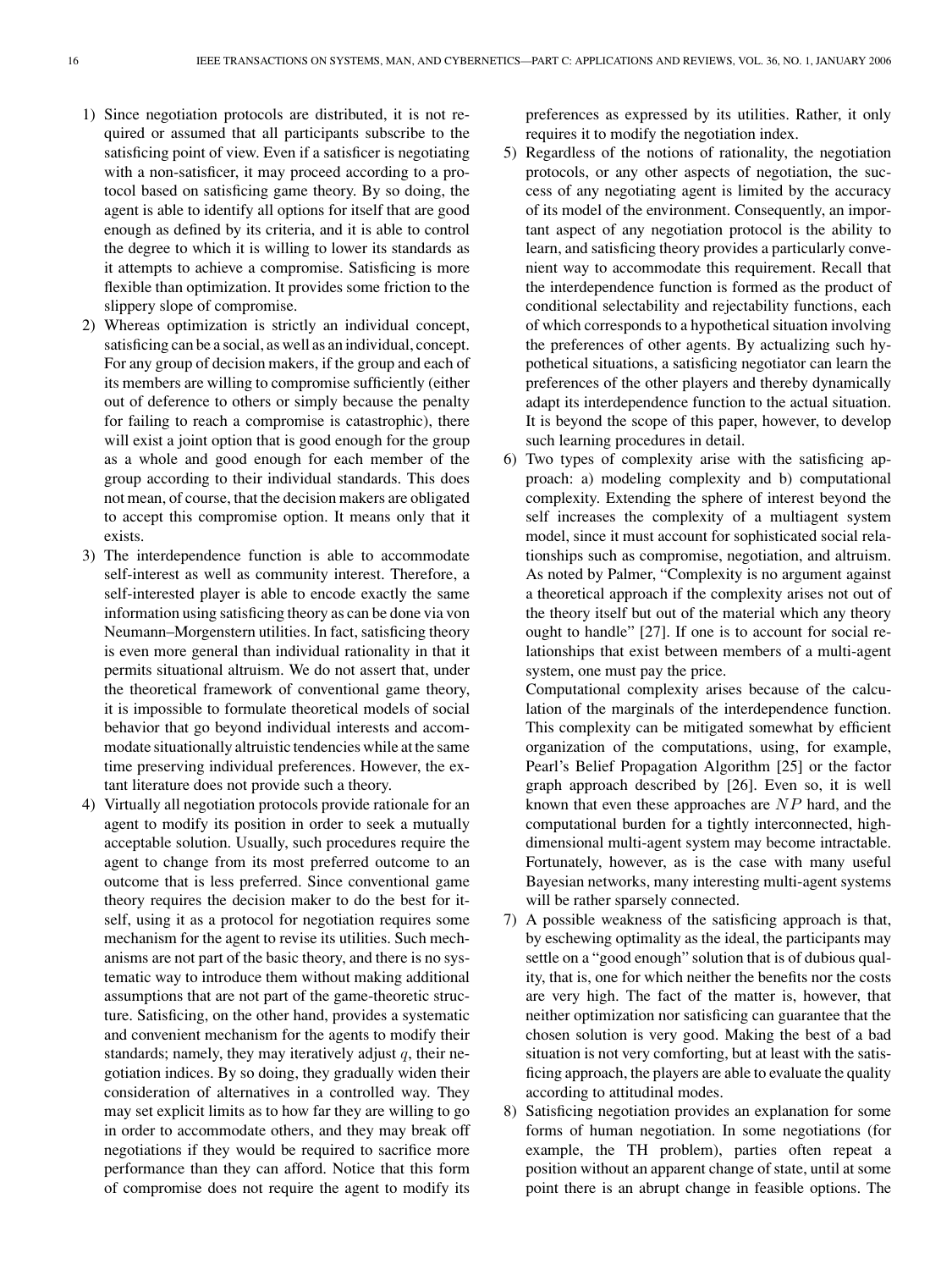1) Since negotiation protocols are distributed, it is not required or assumed that all participants subscribe to the satisficing point of view. Even if a satisficer is negotiating with a non-satisficer, it may proceed according to a protocol based on satisficing game theory. By so doing, the agent is able to identify all options for itself that are good enough as defined by its criteria, and it is able to control the degree to which it is willing to lower its standards as it attempts to achieve a compromise. Satisficing is more flexible than optimization. It provides some friction to the slippery slope of compromise.
2) Whereas optimization is strictly an individual concept, satisficing can be a social, as well as an individual, concept. For any group of decision makers, if the group and each of its members are willing to compromise sufficiently (either out of deference to others or simply because the penalty for failing to reach a compromise is catastrophic), there will exist a joint option that is good enough for the group as a whole and good enough for each member of the group according to their individual standards. This does not mean, of course, that the decision makers are obligated to accept this compromise option. It means only that it exists.
3) The interdependence function is able to accommodate self-interest as well as community interest. Therefore, a self-interested player is able to encode exactly the same information using satisficing theory as can be done via von Neumann–Morgenstern utilities. In fact, satisficing theory is even more general than individual rationality in that it permits situational altruism. We do not assert that, under the theoretical framework of conventional game theory, it is impossible to formulate theoretical models of social behavior that go beyond individual interests and accommodate situationally altruistic tendencies while at the same time preserving individual preferences. However, the extant literature does not provide such a theory.
4) Virtually all negotiation protocols provide rationale for an agent to modify its position in order to seek a mutually acceptable solution. Usually, such procedures require the agent to change from its most preferred outcome to an outcome that is less preferred. Since conventional game theory requires the decision maker to do the best for itself, using it as a protocol for negotiation requires some mechanism for the agent to revise its utilities. Such mechanisms are not part of the basic theory, and there is no systematic way to introduce them without making additional assumptions that are not part of the game-theoretic structure. Satisficing, on the other hand, provides a systematic and convenient mechanism for the agents to modify their standards; namely, they may iteratively adjust $q$, their negotiation indices. By so doing, they gradually widen their consideration of alternatives in a controlled way. They may set explicit limits as to how far they are willing to go in order to accommodate others, and they may break off negotiations if they would be required to sacrifice more performance than they can afford. Notice that this form of compromise does not require the agent to modify its preferences as expressed by its utilities. Rather, it only requires it to modify the negotiation index.
5) Regardless of the notions of rationality, the negotiation protocols, or any other aspects of negotiation, the success of any negotiating agent is limited by the accuracy of its model of the environment. Consequently, an important aspect of any negotiation protocol is the ability to learn, and satisficing theory provides a particularly convenient way to accommodate this requirement. Recall that the interdependence function is formed as the product of conditional selectability and rejectability functions, each of which corresponds to a hypothetical situation involving the preferences of other agents. By actualizing such hypothetical situations, a satisficing negotiator can learn the preferences of the other players and thereby dynamically adapt its interdependence function to the actual situation. It is beyond the scope of this paper, however, to develop such learning procedures in detail.
6) Two types of complexity arise with the satisficing approach: a) modeling complexity and b) computational complexity. Extending the sphere of interest beyond the self increases the complexity of a multiagent system model, since it must account for sophisticated social relationships such as compromise, negotiation, and altruism. As noted by Palmer, "Complexity is no argument against a theoretical approach if the complexity arises not out of the theory itself but out of the material which any theory ought to handle" [27]. If one is to account for social relationships that exist between members of a multi-agent system, one must pay the price.

   Computational complexity arises because of the calculation of the marginals of the interdependence function. This complexity can be mitigated somewhat by efficient organization of the computations, using, for example, Pearl's Belief Propagation Algorithm [25] or the factor graph approach described by [26]. Even so, it is well known that even these approaches are $NP$ hard, and the computational burden for a tightly interconnected, high-dimensional multi-agent system may become intractable. Fortunately, however, as is the case with many useful Bayesian networks, many interesting multi-agent systems will be rather sparsely connected.
7) A possible weakness of the satisficing approach is that, by eschewing optimality as the ideal, the participants may settle on a "good enough" solution that is of dubious quality, that is, one for which neither the benefits nor the costs are very high. The fact of the matter is, however, that neither optimization nor satisficing can guarantee that the chosen solution is very good. Making the best of a bad situation is not very comforting, but at least with the satisficing approach, the players are able to evaluate the quality according to attitudinal modes.
8) Satisficing negotiation provides an explanation for some forms of human negotiation. In some negotiations (for example, the TH problem), parties often repeat a position without an apparent change of state, until at some point there is an abrupt change in feasible options. The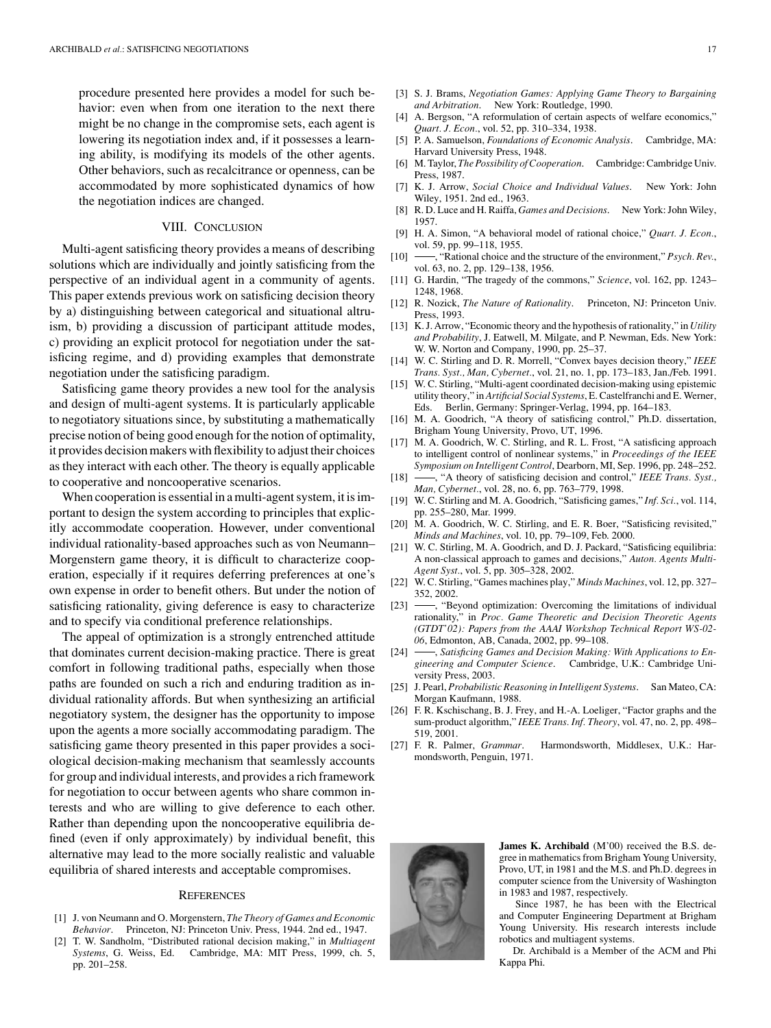procedure presented here provides a model for such behavior: even when from one iteration to the next there might be no change in the compromise sets, each agent is lowering its negotiation index and, if it possesses a learning ability, is modifying its models of the other agents. Other behaviors, such as recalcitrance or openness, can be accommodated by more sophisticated dynamics of how the negotiation indices are changed.

## VIII. Conclusion

Multi-agent satisficing theory provides a means of describing solutions which are individually and jointly satisficing from the perspective of an individual agent in a community of agents. This paper extends previous work on satisficing decision theory by a) distinguishing between categorical and situational altruism, b) providing a discussion of participant attitude modes, c) providing an explicit protocol for negotiation under the satisficing regime, and d) providing examples that demonstrate negotiation under the satisficing paradigm.

Satisficing game theory provides a new tool for the analysis and design of multi-agent systems. It is particularly applicable to negotiatory situations since, by substituting a mathematically precise notion of being good enough for the notion of optimality, it provides decision makers with flexibility to adjust their choices as they interact with each other. The theory is equally applicable to cooperative and noncooperative scenarios.

When cooperation is essential in a multi-agent system, it is important to design the system according to principles that explicitly accommodate cooperation. However, under conventional individual rationality-based approaches such as von Neumann–Morgenstern game theory, it is difficult to characterize cooperation, especially if it requires deferring preferences at one's own expense in order to benefit others. But under the notion of satisficing rationality, giving deference is easy to characterize and to specify via conditional preference relationships.

The appeal of optimization is a strongly entrenched attitude that dominates current decision-making practice. There is great comfort in following traditional paths, especially when those paths are founded on such a rich and enduring tradition as individual rationality affords. But when synthesizing an artificial negotiatory system, the designer has the opportunity to impose upon the agents a more socially accommodating paradigm. The satisficing game theory presented in this paper provides a sociological decision-making mechanism that seamlessly accounts for group and individual interests, and provides a rich framework for negotiation to occur between agents who share common interests and who are willing to give deference to each other. Rather than depending upon the noncooperative equilibria defined (even if only approximately) by individual benefit, this alternative may lead to the more socially realistic and valuable equilibria of shared interests and acceptable compromises.

## References

[1] J. von Neumann and O. Morgenstern, *The Theory of Games and Economic Behavior*. Princeton, NJ: Princeton Univ. Press, 1944. 2nd ed., 1947.

[2] T. W. Sandholm, "Distributed rational decision making," in *Multiagent Systems*, G. Weiss, Ed. Cambridge, MA: MIT Press, 1999, ch. 5, pp. 201–258.

[3] S. J. Brams, *Negotiation Games: Applying Game Theory to Bargaining and Arbitration*. New York: Routledge, 1990.

[4] A. Bergson, "A reformulation of certain aspects of welfare economics," *Quart. J. Econ.*, vol. 52, pp. 310–334, 1938.

[5] P. A. Samuelson, *Foundations of Economic Analysis*. Cambridge, MA: Harvard University Press, 1948.

[6] M. Taylor, *The Possibility of Cooperation*. Cambridge: Cambridge Univ. Press, 1987.

[7] K. J. Arrow, *Social Choice and Individual Values*. New York: John Wiley, 1951. 2nd ed., 1963.

[8] R. D. Luce and H. Raiffa, *Games and Decisions*. New York: John Wiley, 1957.

[9] H. A. Simon, "A behavioral model of rational choice," *Quart. J. Econ.*, vol. 59, pp. 99–118, 1955.

[10] ——, "Rational choice and the structure of the environment," *Psych. Rev.*, vol. 63, no. 2, pp. 129–138, 1956.

[11] G. Hardin, "The tragedy of the commons," *Science*, vol. 162, pp. 1243–1248, 1968.

[12] R. Nozick, *The Nature of Rationality*. Princeton, NJ: Princeton Univ. Press, 1993.

[13] K. J. Arrow, "Economic theory and the hypothesis of rationality," in *Utility and Probability*, J. Eatwell, M. Milgate, and P. Newman, Eds. New York: W. W. Norton and Company, 1990, pp. 25–37.

[14] W. C. Stirling and D. R. Morrell, "Convex bayes decision theory," *IEEE Trans. Syst., Man, Cybernet.*, vol. 21, no. 1, pp. 173–183, Jan./Feb. 1991.

[15] W. C. Stirling, "Multi-agent coordinated decision-making using epistemic utility theory," in *Artificial Social Systems*, E. Castelfranchi and E. Werner, Eds. Berlin, Germany: Springer-Verlag, 1994, pp. 164–183.

[16] M. A. Goodrich, "A theory of satisficing control," Ph.D. dissertation, Brigham Young University, Provo, UT, 1996.

[17] M. A. Goodrich, W. C. Stirling, and R. L. Frost, "A satisficing approach to intelligent control of nonlinear systems," in *Proceedings of the IEEE Symposium on Intelligent Control*, Dearborn, MI, Sep. 1996, pp. 248–252.

[18] ——, "A theory of satisficing decision and control," *IEEE Trans. Syst., Man, Cybernet.*, vol. 28, no. 6, pp. 763–779, 1998.

[19] W. C. Stirling and M. A. Goodrich, "Satisficing games," *Inf. Sci.*, vol. 114, pp. 255–280, Mar. 1999.

[20] M. A. Goodrich, W. C. Stirling, and E. R. Boer, "Satisficing revisited," *Minds and Machines*, vol. 10, pp. 79–109, Feb. 2000.

[21] W. C. Stirling, M. A. Goodrich, and D. J. Packard, "Satisficing equilibria: A non-classical approach to games and decisions," *Auton. Agents Multi-Agent Syst.*, vol. 5, pp. 305–328, 2002.

[22] W. C. Stirling, "Games machines play," *Minds Machines*, vol. 12, pp. 327–352, 2002.

[23] ——, "Beyond optimization: Overcoming the limitations of individual rationality," in *Proc. Game Theoretic and Decision Theoretic Agents (GTDT'02): Papers from the AAAI Workshop Technical Report WS-02-06*, Edmonton, AB, Canada, 2002, pp. 99–108.

[24] ——, *Satisficing Games and Decision Making: With Applications to Engineering and Computer Science*. Cambridge, U.K.: Cambridge University Press, 2003.

[25] J. Pearl, *Probabilistic Reasoning in Intelligent Systems*. San Mateo, CA: Morgan Kaufmann, 1988.

[26] F. R. Kschischang, B. J. Frey, and H.-A. Loeliger, "Factor graphs and the sum-product algorithm," *IEEE Trans. Inf. Theory*, vol. 47, no. 2, pp. 498–519, 2001.

[27] F. R. Palmer, *Grammar*. Harmondsworth, Middlesex, U.K.: Harmondsworth, Penguin, 1971.

**James K. Archibald** (M'00) received the B.S. degree in mathematics from Brigham Young University, Provo, UT, in 1981 and the M.S. and Ph.D. degrees in computer science from the University of Washington in 1983 and 1987, respectively.

Since 1987, he has been with the Electrical and Computer Engineering Department at Brigham Young University. His research interests include robotics and multiagent systems.

Dr. Archibald is a Member of the ACM and Phi Kappa Phi.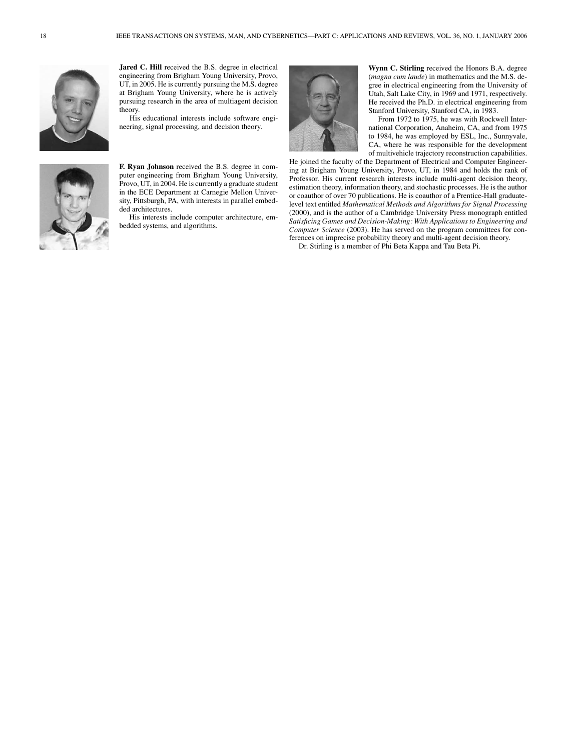**Jared C. Hill** received the B.S. degree in electrical engineering from Brigham Young University, Provo, UT, in 2005. He is currently pursuing the M.S. degree at Brigham Young University, where he is actively pursuing research in the area of multiagent decision theory.

His educational interests include software engineering, signal processing, and decision theory.

**F. Ryan Johnson** received the B.S. degree in computer engineering from Brigham Young University, Provo, UT, in 2004. He is currently a graduate student in the ECE Department at Carnegie Mellon University, Pittsburgh, PA, with interests in parallel embedded architectures.

His interests include computer architecture, embedded systems, and algorithms.

**Wynn C. Stirling** received the Honors B.A. degree (*magna cum laude*) in mathematics and the M.S. degree in electrical engineering from the University of Utah, Salt Lake City, in 1969 and 1971, respectively. He received the Ph.D. in electrical engineering from Stanford University, Stanford CA, in 1983.

From 1972 to 1975, he was with Rockwell International Corporation, Anaheim, CA, and from 1975 to 1984, he was employed by ESL, Inc., Sunnyvale, CA, where he was responsible for the development of multivehicle trajectory reconstruction capabilities. He joined the faculty of the Department of Electrical and Computer Engineering at Brigham Young University, Provo, UT, in 1984 and holds the rank of Professor. His current research interests include multi-agent decision theory, estimation theory, information theory, and stochastic processes. He is the author or coauthor of over 70 publications. He is coauthor of a Prentice-Hall graduate-level text entitled *Mathematical Methods and Algorithms for Signal Processing* (2000), and is the author of a Cambridge University Press monograph entitled *Satisficing Games and Decision-Making: With Applications to Engineering and Computer Science* (2003). He has served on the program committees for conferences on imprecise probability theory and multi-agent decision theory.

Dr. Stirling is a member of Phi Beta Kappa and Tau Beta Pi.